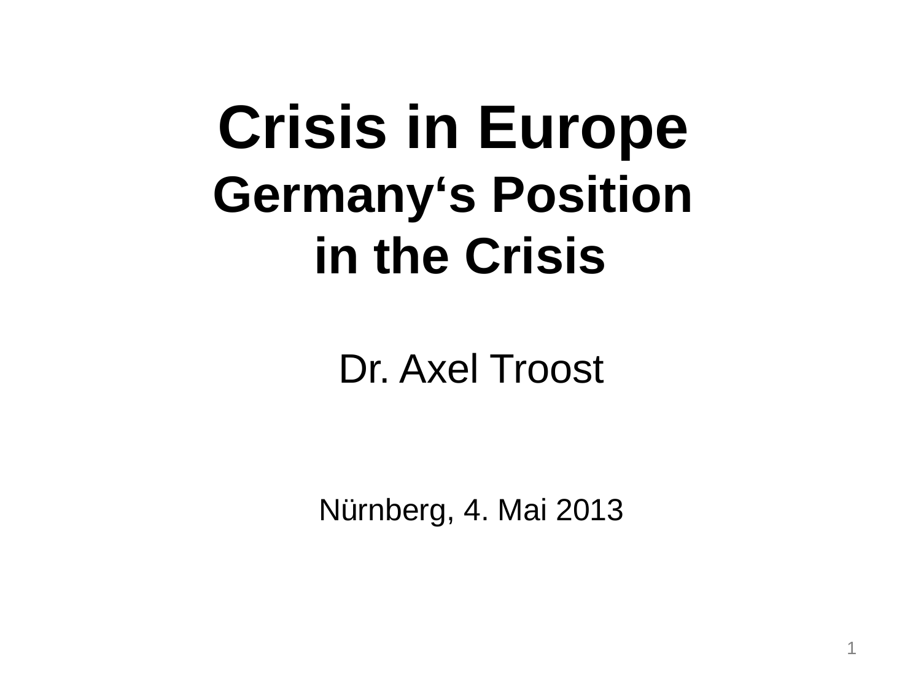# Crisis in Europe

## Germany‘s Position in the Crisis

Dr. Axel Troost

Nürnberg, 4. Mai 2013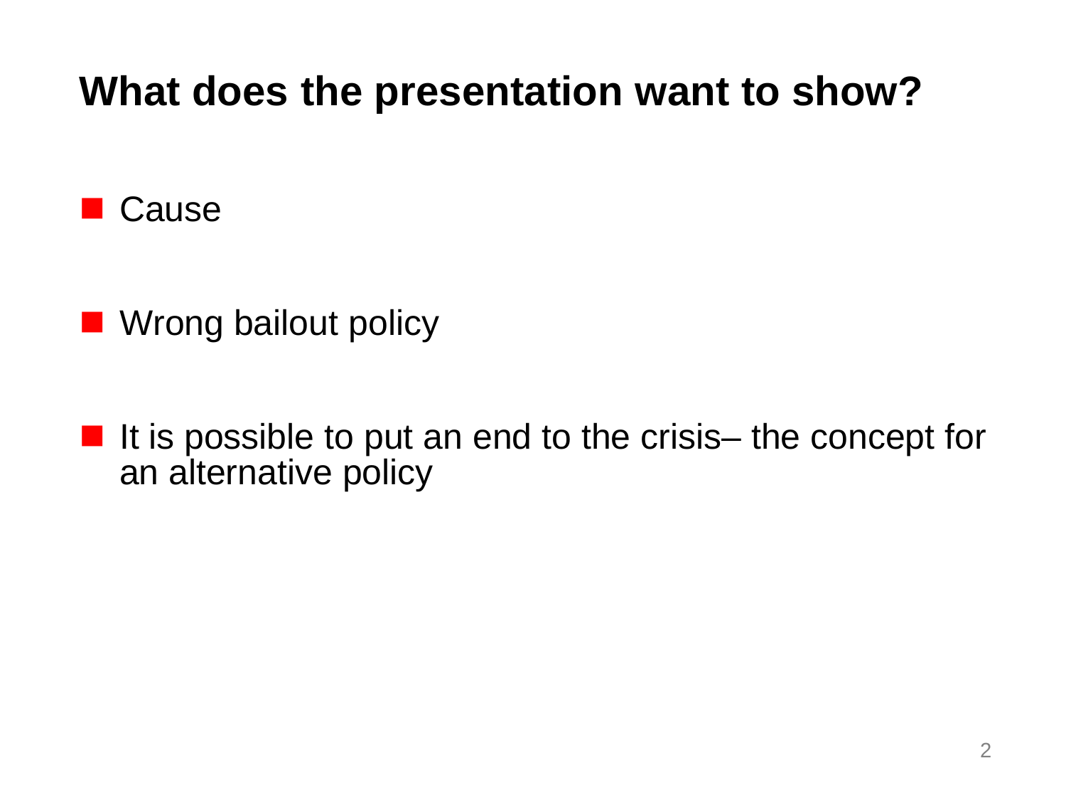## What does the presentation want to show?

- Cause
- Wrong bailout policy
- It is possible to put an end to the crisis– the concept for an alternative policy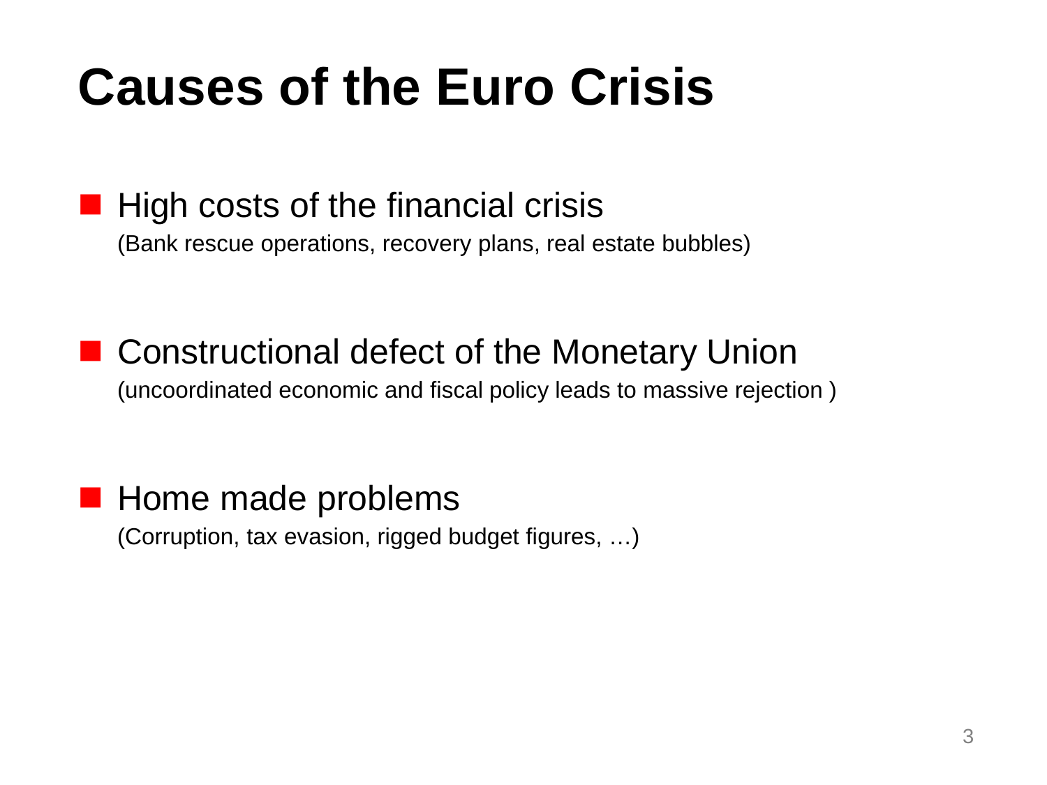# Causes of the Euro Crisis

- High costs of the financial crisis
  (Bank rescue operations, recovery plans, real estate bubbles)

- Constructional defect of the Monetary Union
  (uncoordinated economic and fiscal policy leads to massive rejection )

- Home made problems
  (Corruption, tax evasion, rigged budget figures, …)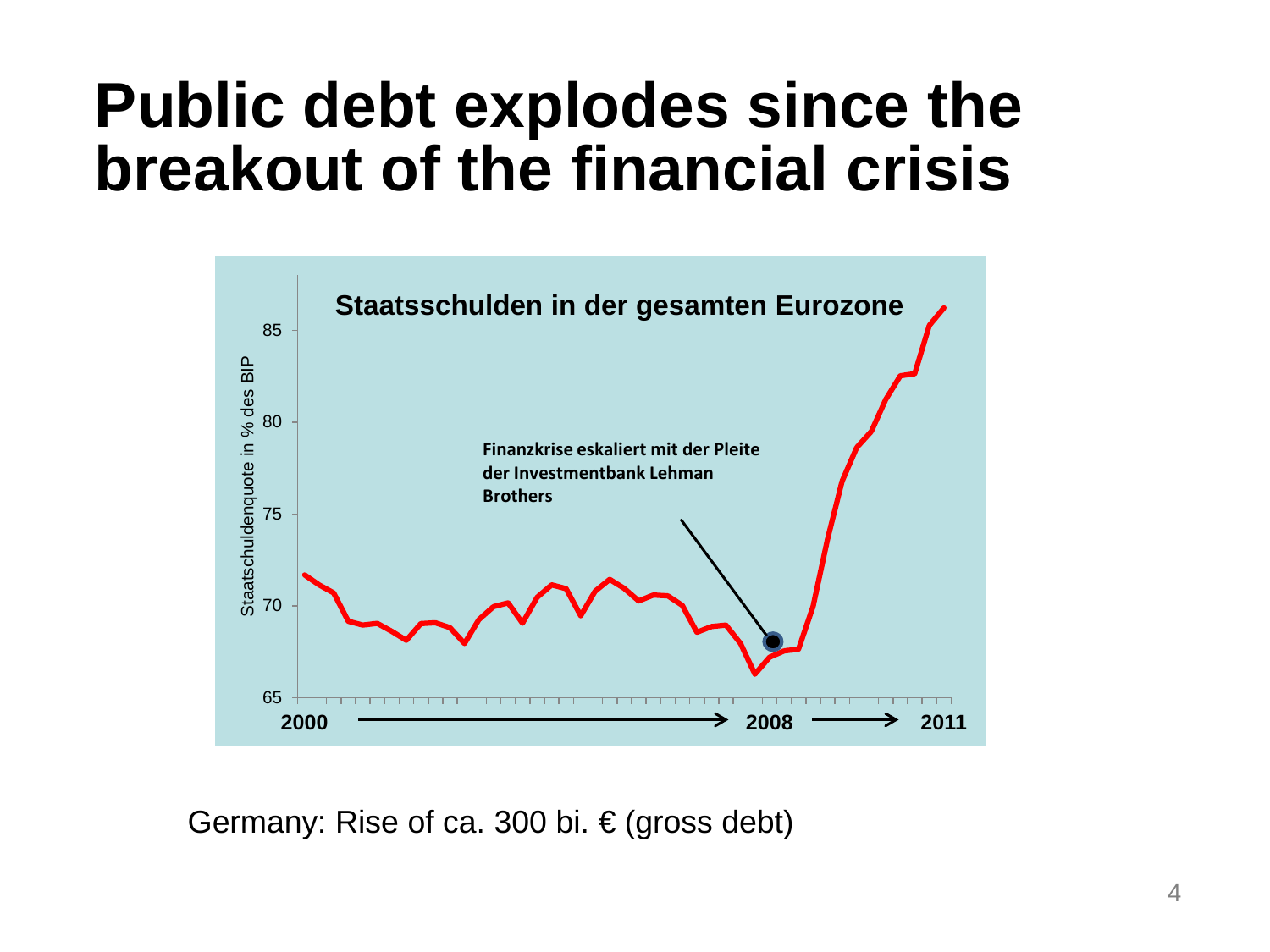# Public debt explodes since the breakout of the financial crisis

**Staatsschulden in der gesamten Eurozone**

Staatsschuldenquote in % des BIP

85

80

75

70

65

**Finanzkrise eskaliert mit der Pleite der Investmentbank Lehman Brothers**

**2000** → **2008** → **2011**

Germany: Rise of ca. 300 bi. € (gross debt)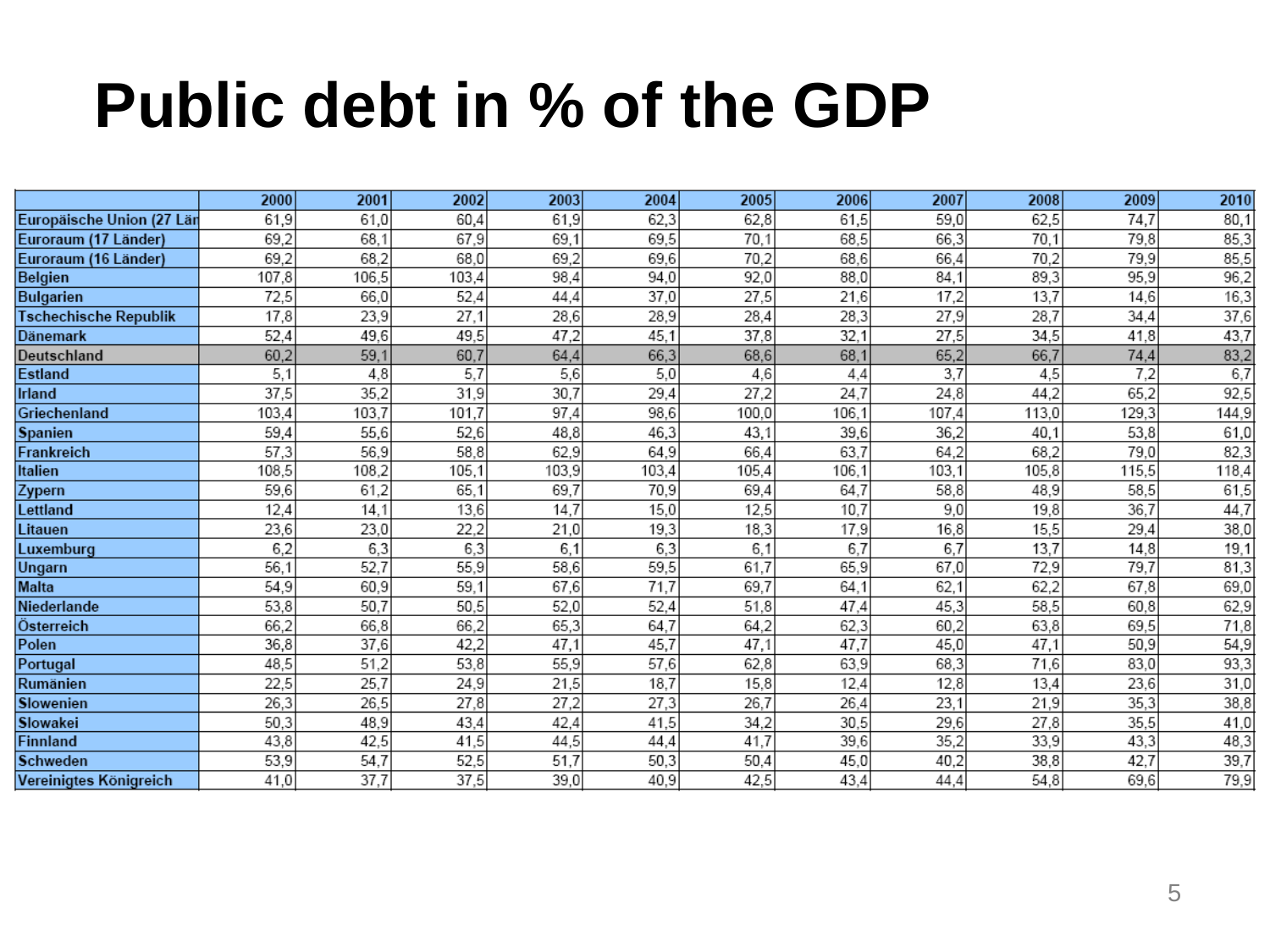# Public debt in % of the GDP

| | 2000 | 2001 | 2002 | 2003 | 2004 | 2005 | 2006 | 2007 | 2008 | 2009 | 2010 |
|---|---|---|---|---|---|---|---|---|---|---|---|
| Europäische Union (27 Lär | 61,9 | 61,0 | 60,4 | 61,9 | 62,3 | 62,8 | 61,5 | 59,0 | 62,5 | 74,7 | 80,1 |
| Euroraum (17 Länder) | 69,2 | 68,1 | 67,9 | 69,1 | 69,5 | 70,1 | 68,5 | 66,3 | 70,1 | 79,8 | 85,3 |
| Euroraum (16 Länder) | 69,2 | 68,2 | 68,0 | 69,2 | 69,6 | 70,2 | 68,6 | 66,4 | 70,2 | 79,9 | 85,5 |
| Belgien | 107,8 | 106,5 | 103,4 | 98,4 | 94,0 | 92,0 | 88,0 | 84,1 | 89,3 | 95,9 | 96,2 |
| Bulgarien | 72,5 | 66,0 | 52,4 | 44,4 | 37,0 | 27,5 | 21,6 | 17,2 | 13,7 | 14,6 | 16,3 |
| Tschechische Republik | 17,8 | 23,9 | 27,1 | 28,6 | 28,9 | 28,4 | 28,3 | 27,9 | 28,7 | 34,4 | 37,6 |
| Dänemark | 52,4 | 49,6 | 49,5 | 47,2 | 45,1 | 37,8 | 32,1 | 27,5 | 34,5 | 41,8 | 43,7 |
| Deutschland | 60,2 | 59,1 | 60,7 | 64,4 | 66,3 | 68,6 | 68,1 | 65,2 | 66,7 | 74,4 | 83,2 |
| Estland | 5,1 | 4,8 | 5,7 | 5,6 | 5,0 | 4,6 | 4,4 | 3,7 | 4,5 | 7,2 | 6,7 |
| Irland | 37,5 | 35,2 | 31,9 | 30,7 | 29,4 | 27,2 | 24,7 | 24,8 | 44,2 | 65,2 | 92,5 |
| Griechenland | 103,4 | 103,7 | 101,7 | 97,4 | 98,6 | 100,0 | 106,1 | 107,4 | 113,0 | 129,3 | 144,9 |
| Spanien | 59,4 | 55,6 | 52,6 | 48,8 | 46,3 | 43,1 | 39,6 | 36,2 | 40,1 | 53,8 | 61,0 |
| Frankreich | 57,3 | 56,9 | 58,8 | 62,9 | 64,9 | 66,4 | 63,7 | 64,2 | 68,2 | 79,0 | 82,3 |
| Italien | 108,5 | 108,2 | 105,1 | 103,9 | 103,4 | 105,4 | 106,1 | 103,1 | 105,8 | 115,5 | 118,4 |
| Zypern | 59,6 | 61,2 | 65,1 | 69,7 | 70,9 | 69,4 | 64,7 | 58,8 | 48,9 | 58,5 | 61,5 |
| Lettland | 12,4 | 14,1 | 13,6 | 14,7 | 15,0 | 12,5 | 10,7 | 9,0 | 19,8 | 36,7 | 44,7 |
| Litauen | 23,6 | 23,0 | 22,2 | 21,0 | 19,3 | 18,3 | 17,9 | 16,8 | 15,5 | 29,4 | 38,0 |
| Luxemburg | 6,2 | 6,3 | 6,3 | 6,1 | 6,3 | 6,1 | 6,7 | 6,7 | 13,7 | 14,8 | 19,1 |
| Ungarn | 56,1 | 52,7 | 55,9 | 58,6 | 59,5 | 61,7 | 65,9 | 67,0 | 72,9 | 79,7 | 81,3 |
| Malta | 54,9 | 60,9 | 59,1 | 67,6 | 71,7 | 69,7 | 64,1 | 62,1 | 62,2 | 67,8 | 69,0 |
| Niederlande | 53,8 | 50,7 | 50,5 | 52,0 | 52,4 | 51,8 | 47,4 | 45,3 | 58,5 | 60,8 | 62,9 |
| Österreich | 66,2 | 66,8 | 66,2 | 65,3 | 64,7 | 64,2 | 62,3 | 60,2 | 63,8 | 69,5 | 71,8 |
| Polen | 36,8 | 37,6 | 42,2 | 47,1 | 45,7 | 47,1 | 47,7 | 45,0 | 47,1 | 50,9 | 54,9 |
| Portugal | 48,5 | 51,2 | 53,8 | 55,9 | 57,6 | 62,8 | 63,9 | 68,3 | 71,6 | 83,0 | 93,3 |
| Rumänien | 22,5 | 25,7 | 24,9 | 21,5 | 18,7 | 15,8 | 12,4 | 12,8 | 13,4 | 23,6 | 31,0 |
| Slowenien | 26,3 | 26,5 | 27,8 | 27,2 | 27,3 | 26,7 | 26,4 | 23,1 | 21,9 | 35,3 | 38,8 |
| Slowakei | 50,3 | 48,9 | 43,4 | 42,4 | 41,5 | 34,2 | 30,5 | 29,6 | 27,8 | 35,5 | 41,0 |
| Finnland | 43,8 | 42,5 | 41,5 | 44,5 | 44,4 | 41,7 | 39,6 | 35,2 | 33,9 | 43,3 | 48,3 |
| Schweden | 53,9 | 54,7 | 52,5 | 51,7 | 50,3 | 50,4 | 45,0 | 40,2 | 38,8 | 42,7 | 39,7 |
| Vereinigtes Königreich | 41,0 | 37,7 | 37,5 | 39,0 | 40,9 | 42,5 | 43,4 | 44,4 | 54,8 | 69,6 | 79,9 |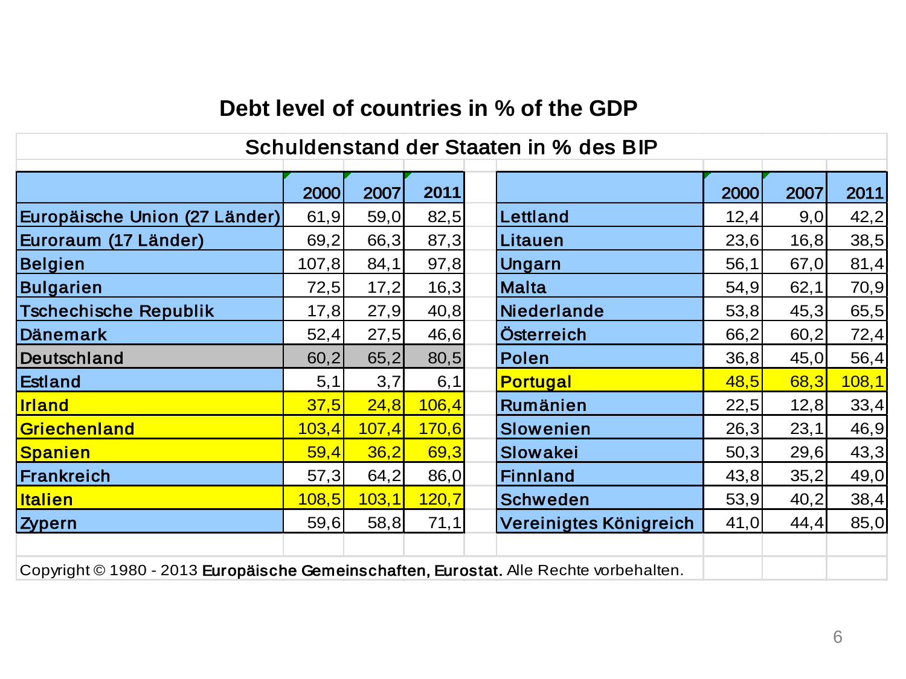# Debt level of countries in % of the GDP

## Schuldenstand der Staaten in % des BIP

| | 2000 | 2007 | 2011 | | 2000 | 2007 | 2011 |
|---|---|---|---|---|---|---|---|
| Europäische Union (27 Länder) | 61,9 | 59,0 | 82,5 | Lettland | 12,4 | 9,0 | 42,2 |
| Euroraum (17 Länder) | 69,2 | 66,3 | 87,3 | Litauen | 23,6 | 16,8 | 38,5 |
| Belgien | 107,8 | 84,1 | 97,8 | Ungarn | 56,1 | 67,0 | 81,4 |
| Bulgarien | 72,5 | 17,2 | 16,3 | Malta | 54,9 | 62,1 | 70,9 |
| Tschechische Republik | 17,8 | 27,9 | 40,8 | Niederlande | 53,8 | 45,3 | 65,5 |
| Dänemark | 52,4 | 27,5 | 46,6 | Österreich | 66,2 | 60,2 | 72,4 |
| Deutschland | 60,2 | 65,2 | 80,5 | Polen | 36,8 | 45,0 | 56,4 |
| Estland | 5,1 | 3,7 | 6,1 | Portugal | 48,5 | 68,3 | 108,1 |
| Irland | 37,5 | 24,8 | 106,4 | Rumänien | 22,5 | 12,8 | 33,4 |
| Griechenland | 103,4 | 107,4 | 170,6 | Slowenien | 26,3 | 23,1 | 46,9 |
| Spanien | 59,4 | 36,2 | 69,3 | Slowakei | 50,3 | 29,6 | 43,3 |
| Frankreich | 57,3 | 64,2 | 86,0 | Finnland | 43,8 | 35,2 | 49,0 |
| Italien | 108,5 | 103,1 | 120,7 | Schweden | 53,9 | 40,2 | 38,4 |
| Zypern | 59,6 | 58,8 | 71,1 | Vereinigtes Königreich | 41,0 | 44,4 | 85,0 |

Copyright © 1980 - 2013 **Europäische Gemeinschaften, Eurostat.** Alle Rechte vorbehalten.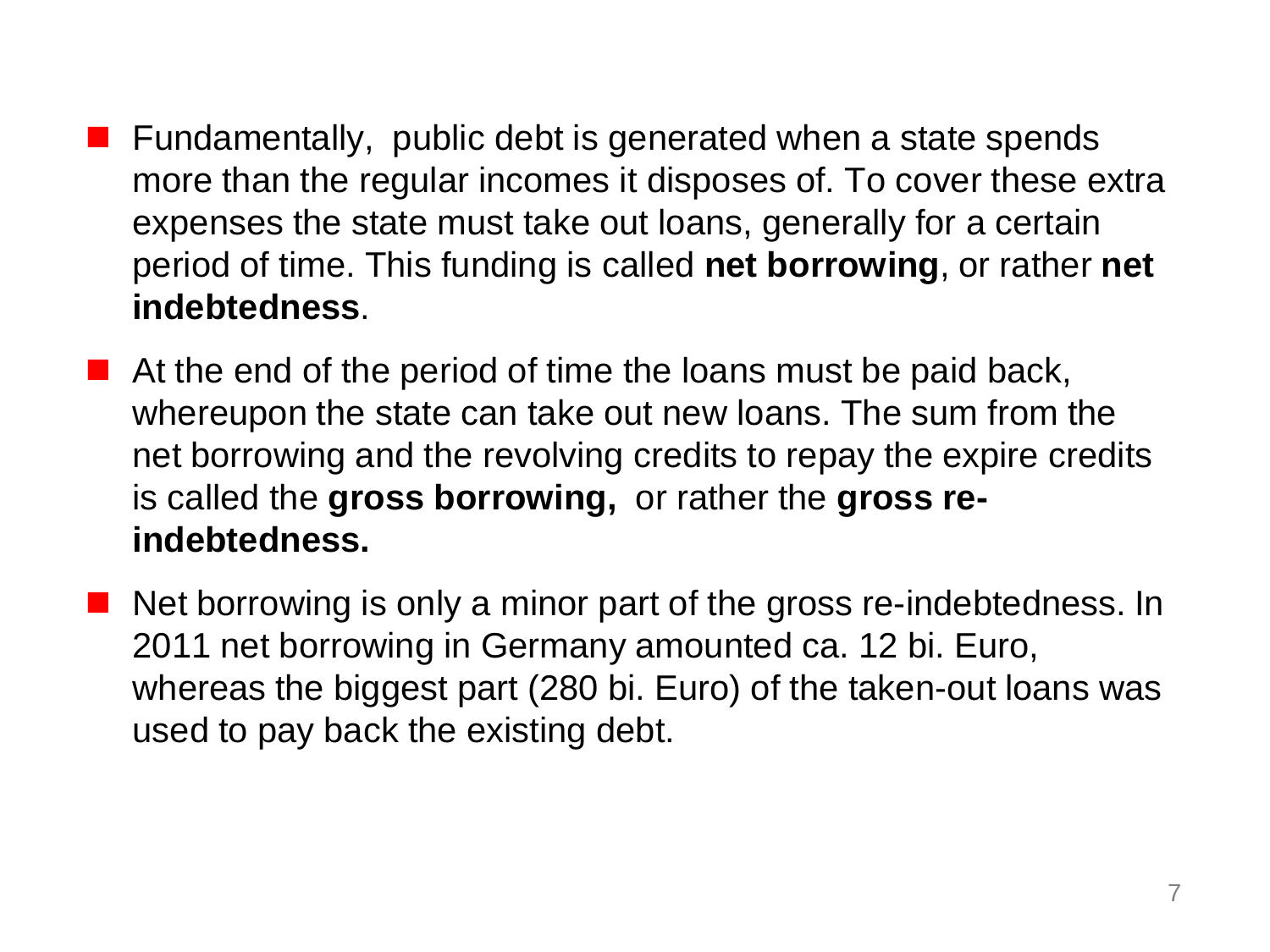- Fundamentally,  public debt is generated when a state spends more than the regular incomes it disposes of. To cover these extra expenses the state must take out loans, generally for a certain period of time. This funding is called **net borrowing**, or rather **net indebtedness**.
- At the end of the period of time the loans must be paid back, whereupon the state can take out new loans. The sum from the net borrowing and the revolving credits to repay the expire credits is called the **gross borrowing,** or rather the **gross re-indebtedness.**
- Net borrowing is only a minor part of the gross re-indebtedness. In 2011 net borrowing in Germany amounted ca. 12 bi. Euro, whereas the biggest part (280 bi. Euro) of the taken-out loans was used to pay back the existing debt.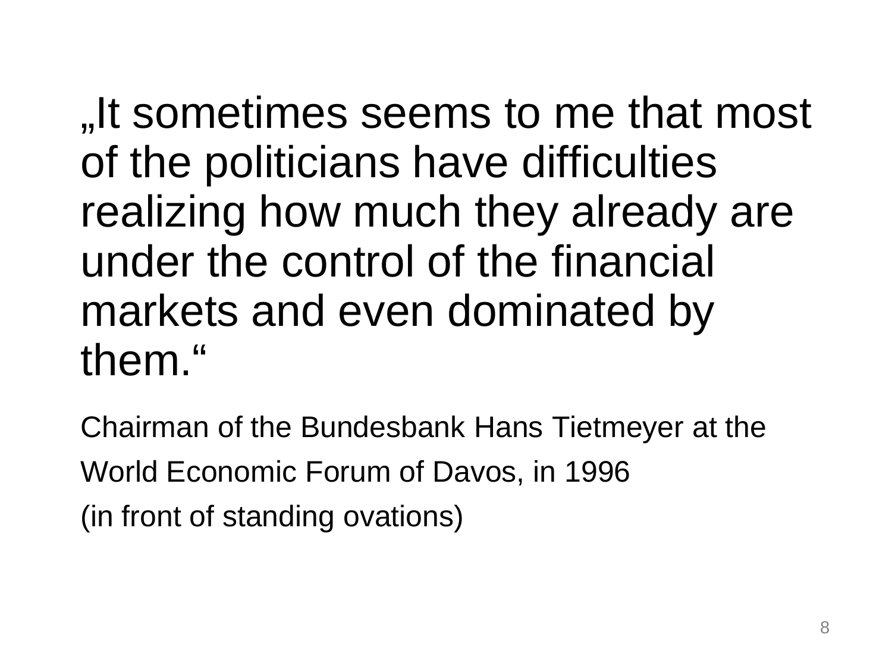„It sometimes seems to me that most of the politicians have difficulties realizing how much they already are under the control of the financial markets and even dominated by them.“

Chairman of the Bundesbank Hans Tietmeyer at the World Economic Forum of Davos, in 1996

(in front of standing ovations)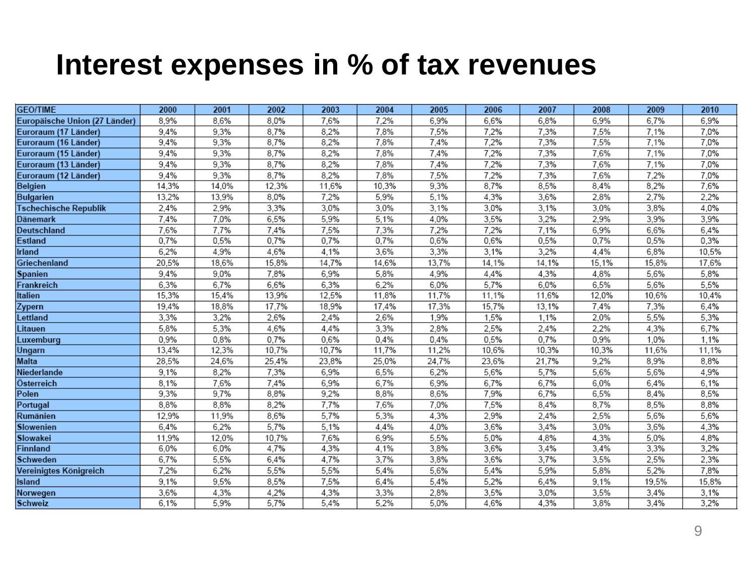# Interest expenses in % of tax revenues

| GEO/TIME | 2000 | 2001 | 2002 | 2003 | 2004 | 2005 | 2006 | 2007 | 2008 | 2009 | 2010 |
|---|---|---|---|---|---|---|---|---|---|---|---|
| Europäische Union (27 Länder) | 8,9% | 8,6% | 8,0% | 7,6% | 7,2% | 6,9% | 6,6% | 6,8% | 6,9% | 6,7% | 6,9% |
| Euroraum (17 Länder) | 9,4% | 9,3% | 8,7% | 8,2% | 7,8% | 7,5% | 7,2% | 7,3% | 7,5% | 7,1% | 7,0% |
| Euroraum (16 Länder) | 9,4% | 9,3% | 8,7% | 8,2% | 7,8% | 7,4% | 7,2% | 7,3% | 7,5% | 7,1% | 7,0% |
| Euroraum (15 Länder) | 9,4% | 9,3% | 8,7% | 8,2% | 7,8% | 7,4% | 7,2% | 7,3% | 7,6% | 7,1% | 7,0% |
| Euroraum (13 Länder) | 9,4% | 9,3% | 8,7% | 8,2% | 7,8% | 7,4% | 7,2% | 7,3% | 7,6% | 7,1% | 7,0% |
| Euroraum (12 Länder) | 9,4% | 9,3% | 8,7% | 8,2% | 7,8% | 7,5% | 7,2% | 7,3% | 7,6% | 7,2% | 7,0% |
| Belgien | 14,3% | 14,0% | 12,3% | 11,6% | 10,3% | 9,3% | 8,7% | 8,5% | 8,4% | 8,2% | 7,6% |
| Bulgarien | 13,2% | 13,9% | 8,0% | 7,2% | 5,9% | 5,1% | 4,3% | 3,6% | 2,8% | 2,7% | 2,2% |
| Tschechische Republik | 2,4% | 2,9% | 3,3% | 3,0% | 3,0% | 3,1% | 3,0% | 3,1% | 3,0% | 3,8% | 4,0% |
| Dänemark | 7,4% | 7,0% | 6,5% | 5,9% | 5,1% | 4,0% | 3,5% | 3,2% | 2,9% | 3,9% | 3,9% |
| Deutschland | 7,6% | 7,7% | 7,4% | 7,5% | 7,3% | 7,2% | 7,2% | 7,1% | 6,9% | 6,6% | 6,4% |
| Estland | 0,7% | 0,5% | 0,7% | 0,7% | 0,7% | 0,6% | 0,6% | 0,5% | 0,7% | 0,5% | 0,3% |
| Irland | 6,2% | 4,9% | 4,6% | 4,1% | 3,6% | 3,3% | 3,1% | 3,2% | 4,4% | 6,8% | 10,5% |
| Griechenland | 20,5% | 18,6% | 15,8% | 14,7% | 14,6% | 13,7% | 14,1% | 14,1% | 15,1% | 15,8% | 17,6% |
| Spanien | 9,4% | 9,0% | 7,8% | 6,9% | 5,8% | 4,9% | 4,4% | 4,3% | 4,8% | 5,6% | 5,8% |
| Frankreich | 6,3% | 6,7% | 6,6% | 6,3% | 6,2% | 6,0% | 5,7% | 6,0% | 6,5% | 5,6% | 5,5% |
| Italien | 15,3% | 15,4% | 13,9% | 12,5% | 11,8% | 11,7% | 11,1% | 11,6% | 12,0% | 10,6% | 10,4% |
| Zypern | 19,4% | 18,8% | 17,7% | 18,9% | 17,4% | 17,3% | 15,7% | 13,1% | 7,4% | 7,3% | 6,4% |
| Lettland | 3,3% | 3,2% | 2,6% | 2,4% | 2,6% | 1,9% | 1,5% | 1,1% | 2,0% | 5,5% | 5,3% |
| Litauen | 5,8% | 5,3% | 4,6% | 4,4% | 3,3% | 2,8% | 2,5% | 2,4% | 2,2% | 4,3% | 6,7% |
| Luxemburg | 0,9% | 0,8% | 0,7% | 0,6% | 0,4% | 0,4% | 0,5% | 0,7% | 0,9% | 1,0% | 1,1% |
| Ungarn | 13,4% | 12,3% | 10,7% | 10,7% | 11,7% | 11,2% | 10,6% | 10,3% | 10,3% | 11,6% | 11,1% |
| Malta | 28,5% | 24,6% | 25,4% | 23,8% | 25,0% | 24,7% | 23,6% | 21,7% | 9,2% | 8,9% | 8,8% |
| Niederlande | 9,1% | 8,2% | 7,3% | 6,9% | 6,5% | 6,2% | 5,6% | 5,7% | 5,6% | 5,6% | 4,9% |
| Österreich | 8,1% | 7,6% | 7,4% | 6,9% | 6,7% | 6,9% | 6,7% | 6,7% | 6,0% | 6,4% | 6,1% |
| Polen | 9,3% | 9,7% | 8,8% | 9,2% | 8,8% | 8,6% | 7,9% | 6,7% | 6,5% | 8,4% | 8,5% |
| Portugal | 8,8% | 8,8% | 8,2% | 7,7% | 7,6% | 7,0% | 7,5% | 8,4% | 8,7% | 8,5% | 8,8% |
| Rumänien | 12,9% | 11,9% | 8,6% | 5,7% | 5,3% | 4,3% | 2,9% | 2,4% | 2,5% | 5,6% | 5,6% |
| Slowenien | 6,4% | 6,2% | 5,7% | 5,1% | 4,4% | 4,0% | 3,6% | 3,4% | 3,0% | 3,6% | 4,3% |
| Slowakei | 11,9% | 12,0% | 10,7% | 7,6% | 6,9% | 5,5% | 5,0% | 4,8% | 4,3% | 5,0% | 4,8% |
| Finnland | 6,0% | 6,0% | 4,7% | 4,3% | 4,1% | 3,8% | 3,6% | 3,4% | 3,4% | 3,3% | 3,2% |
| Schweden | 6,7% | 5,5% | 6,4% | 4,7% | 3,7% | 3,8% | 3,6% | 3,7% | 3,5% | 2,5% | 2,3% |
| Vereinigtes Königreich | 7,2% | 6,2% | 5,5% | 5,5% | 5,4% | 5,6% | 5,4% | 5,9% | 5,8% | 5,2% | 7,8% |
| Island | 9,1% | 9,5% | 8,5% | 7,5% | 6,4% | 5,4% | 5,2% | 6,4% | 9,1% | 19,5% | 15,8% |
| Norwegen | 3,6% | 4,3% | 4,2% | 4,3% | 3,3% | 2,8% | 3,5% | 3,0% | 3,5% | 3,4% | 3,1% |
| Schweiz | 6,1% | 5,9% | 5,7% | 5,4% | 5,2% | 5,0% | 4,6% | 4,3% | 3,8% | 3,4% | 3,2% |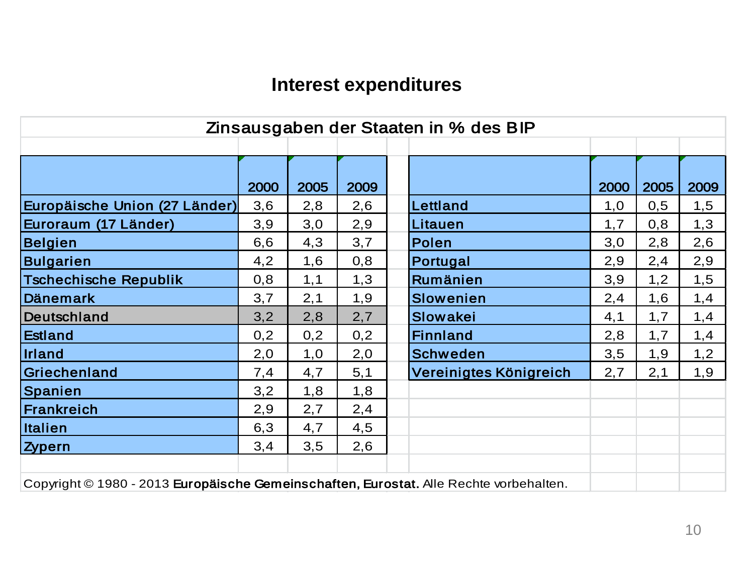# Interest expenditures

**Zinsausgaben der Staaten in % des BIP**

| | 2000 | 2005 | 2009 |
|---|---|---|---|
| Europäische Union (27 Länder) | 3,6 | 2,8 | 2,6 |
| Euroraum (17 Länder) | 3,9 | 3,0 | 2,9 |
| Belgien | 6,6 | 4,3 | 3,7 |
| Bulgarien | 4,2 | 1,6 | 0,8 |
| Tschechische Republik | 0,8 | 1,1 | 1,3 |
| Dänemark | 3,7 | 2,1 | 1,9 |
| Deutschland | 3,2 | 2,8 | 2,7 |
| Estland | 0,2 | 0,2 | 0,2 |
| Irland | 2,0 | 1,0 | 2,0 |
| Griechenland | 7,4 | 4,7 | 5,1 |
| Spanien | 3,2 | 1,8 | 1,8 |
| Frankreich | 2,9 | 2,7 | 2,4 |
| Italien | 6,3 | 4,7 | 4,5 |
| Zypern | 3,4 | 3,5 | 2,6 |
| Lettland | 1,0 | 0,5 | 1,5 |
| Litauen | 1,7 | 0,8 | 1,3 |
| Polen | 3,0 | 2,8 | 2,6 |
| Portugal | 2,9 | 2,4 | 2,9 |
| Rumänien | 3,9 | 1,2 | 1,5 |
| Slowenien | 2,4 | 1,6 | 1,4 |
| Slowakei | 4,1 | 1,7 | 1,4 |
| Finnland | 2,8 | 1,7 | 1,4 |
| Schweden | 3,5 | 1,9 | 1,2 |
| Vereinigtes Königreich | 2,7 | 2,1 | 1,9 |

Copyright © 1980 - 2013 **Europäische Gemeinschaften, Eurostat.** Alle Rechte vorbehalten.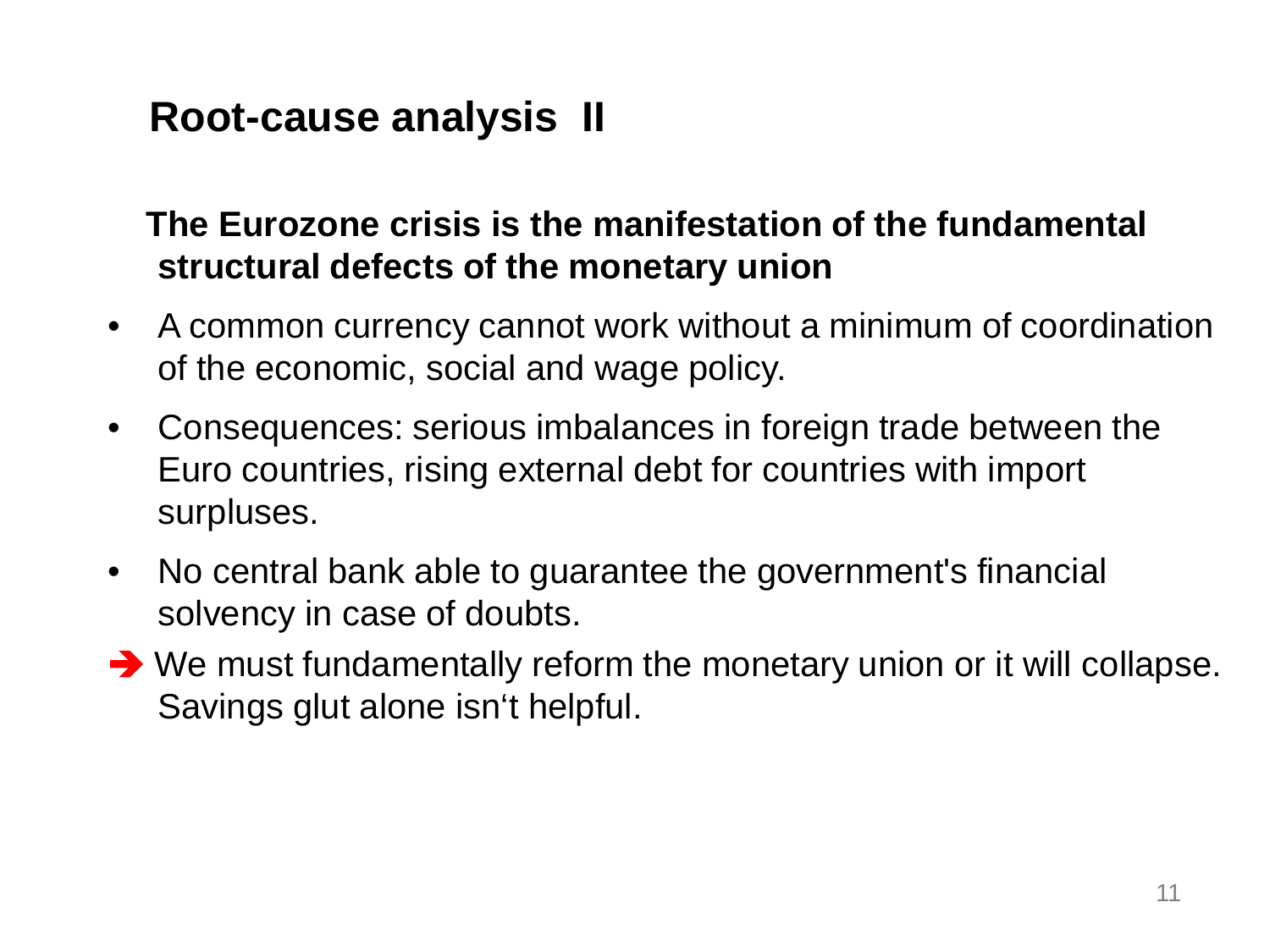# Root-cause analysis II

**The Eurozone crisis is the manifestation of the fundamental structural defects of the monetary union**

- A common currency cannot work without a minimum of coordination of the economic, social and wage policy.
- Consequences: serious imbalances in foreign trade between the Euro countries, rising external debt for countries with import surpluses.
- No central bank able to guarantee the government's financial solvency in case of doubts.

➔ We must fundamentally reform the monetary union or it will collapse. Savings glut alone isn‘t helpful.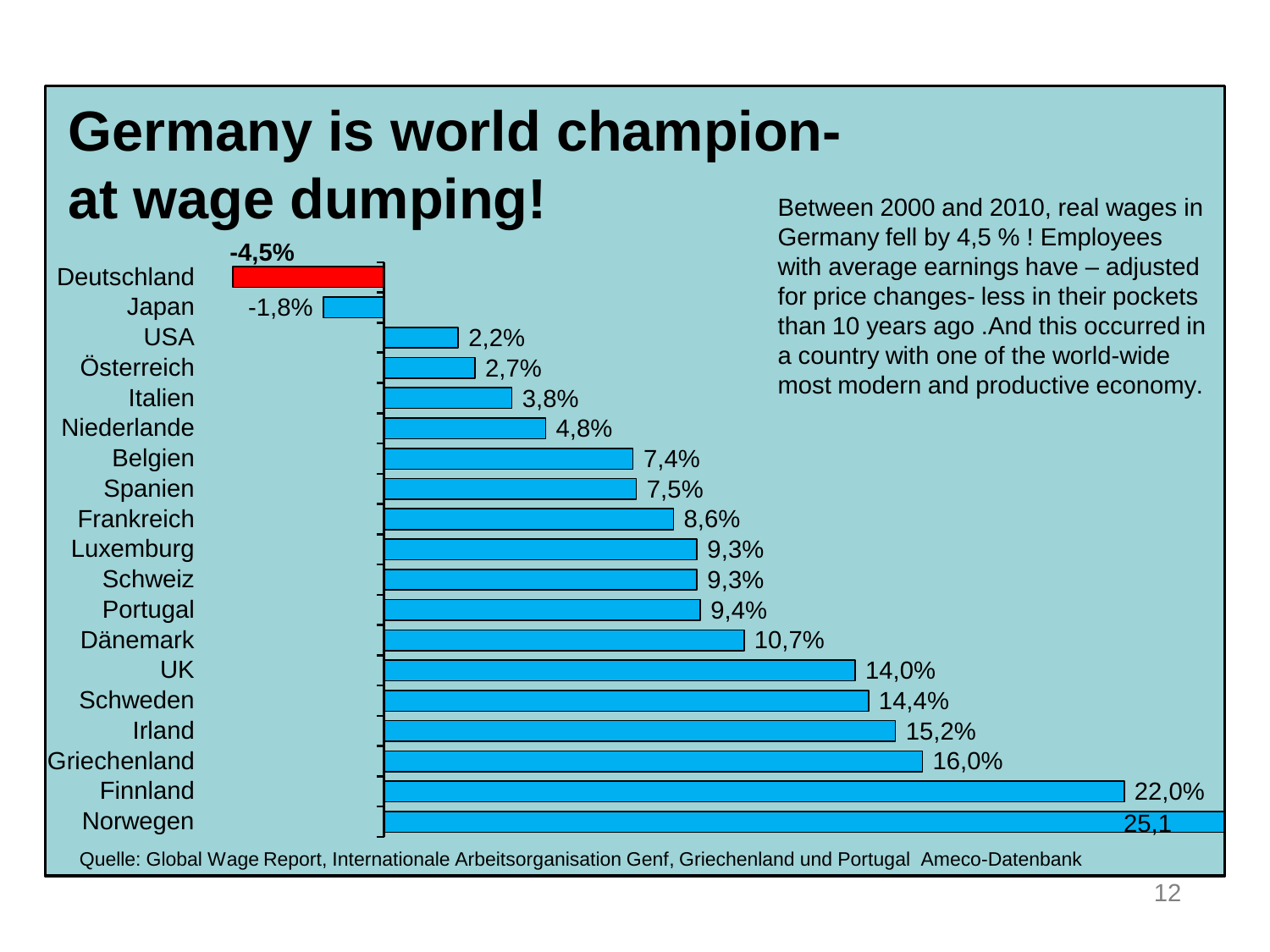# Germany is world champion- at wage dumping!

Between 2000 and 2010, real wages in Germany fell by 4,5 % ! Employees with average earnings have – adjusted for price changes- less in their pockets than 10 years ago .And this occurred in a country with one of the world-wide most modern and productive economy.

| Land | Veränderung |
|---|---|
| Deutschland | **-4,5%** |
| Japan | -1,8% |
| USA | 2,2% |
| Österreich | 2,7% |
| Italien | 3,8% |
| Niederlande | 4,8% |
| Belgien | 7,4% |
| Spanien | 7,5% |
| Frankreich | 8,6% |
| Luxemburg | 9,3% |
| Schweiz | 9,3% |
| Portugal | 9,4% |
| Dänemark | 10,7% |
| UK | 14,0% |
| Schweden | 14,4% |
| Irland | 15,2% |
| Griechenland | 16,0% |
| Finnland | 22,0% |
| Norwegen | 25,1 |

Quelle: Global Wage Report, Internationale Arbeitsorganisation Genf, Griechenland und Portugal Ameco-Datenbank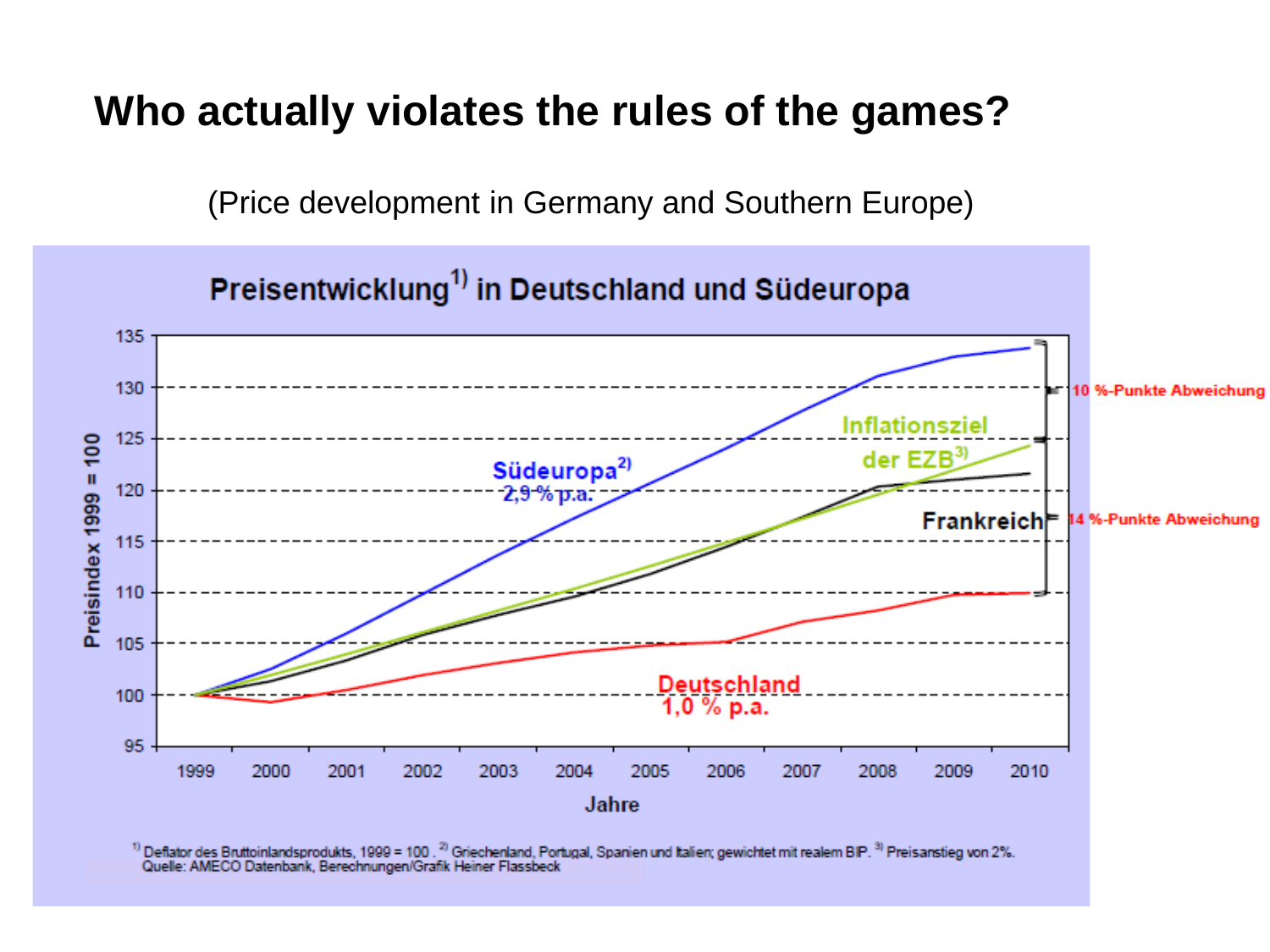# Who actually violates the rules of the games?

(Price development in Germany and Southern Europe)

**Preisentwicklung[1] in Deutschland und Südeuropa**

Preisindex 1999 = 100

Südeuropa[2] 2,9 % p.a.

Inflationsziel der EZB[3]

Frankreich

Deutschland 1,0 % p.a.

10 %-Punkte Abweichung

14 %-Punkte Abweichung

Jahre

[1] Deflator des Bruttoinlandsprodukts, 1999 = 100. [2] Griechenland, Portugal, Spanien und Italien; gewichtet mit realem BIP. [3] Preisanstieg von 2%.
Quelle: AMECO Datenbank, Berechnungen/Grafik Heiner Flassbeck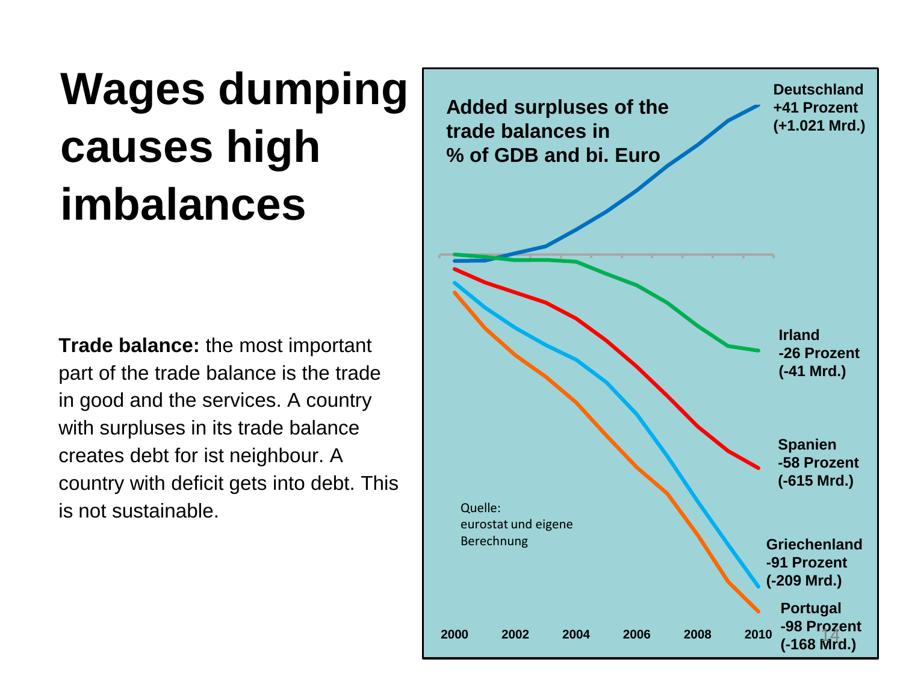# Wages dumping causes high imbalances

**Trade balance:** the most important part of the trade balance is the trade in good and the services. A country with surpluses in its trade balance creates debt for ist neighbour. A country with deficit gets into debt. This is not sustainable.

**Added surpluses of the trade balances in % of GDB and bi. Euro**

**Deutschland +41 Prozent (+1.021 Mrd.)**

**Irland -26 Prozent (-41 Mrd.)**

**Spanien -58 Prozent (-615 Mrd.)**

**Griechenland -91 Prozent (-209 Mrd.)**

**Portugal -98 Prozent (-168 Mrd.)**

**2000 2002 2004 2006 2008 2010**

Quelle: eurostat und eigene Berechnung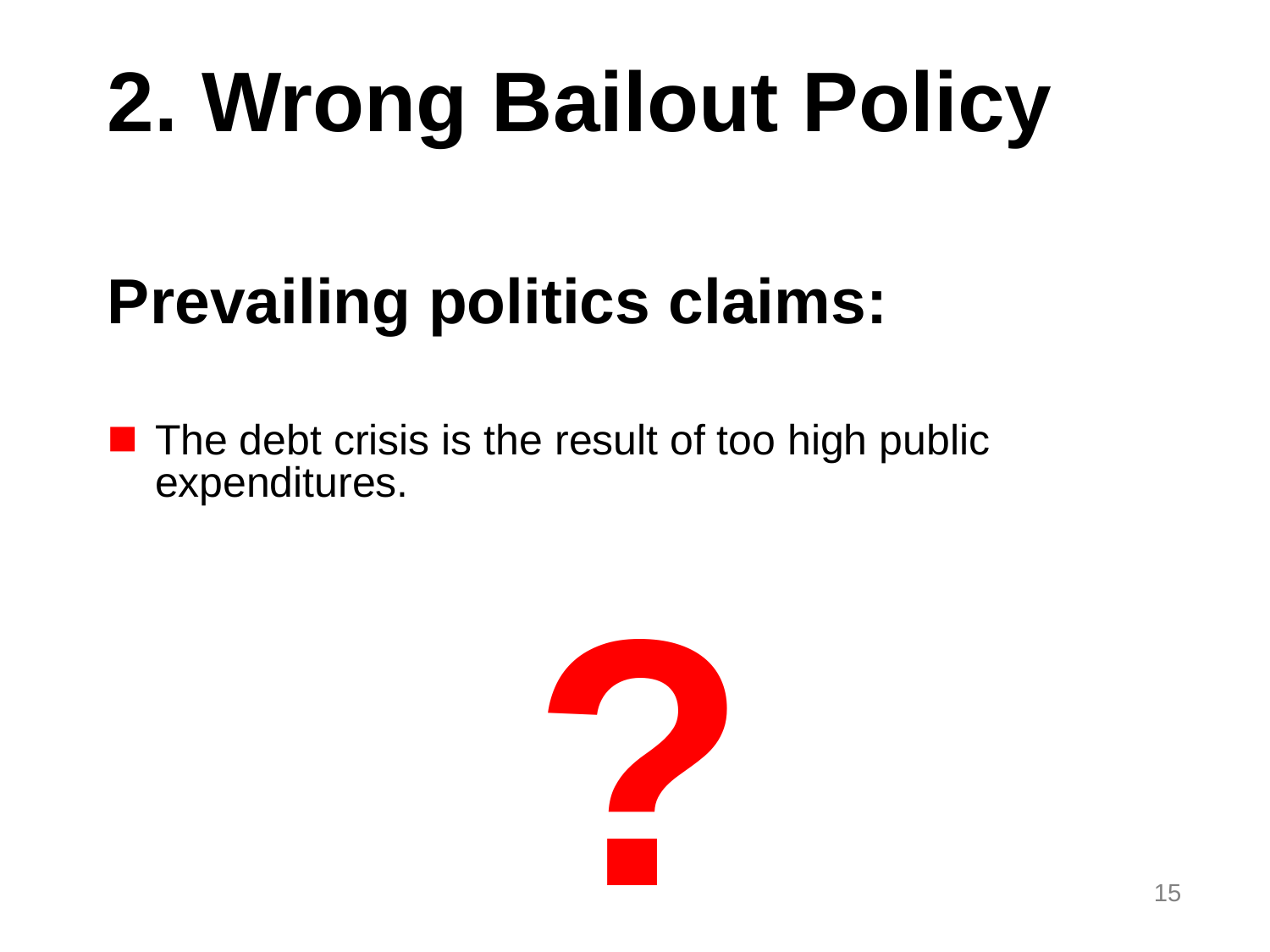# 2. Wrong Bailout Policy

## Prevailing politics claims:

- The debt crisis is the result of too high public expenditures.

?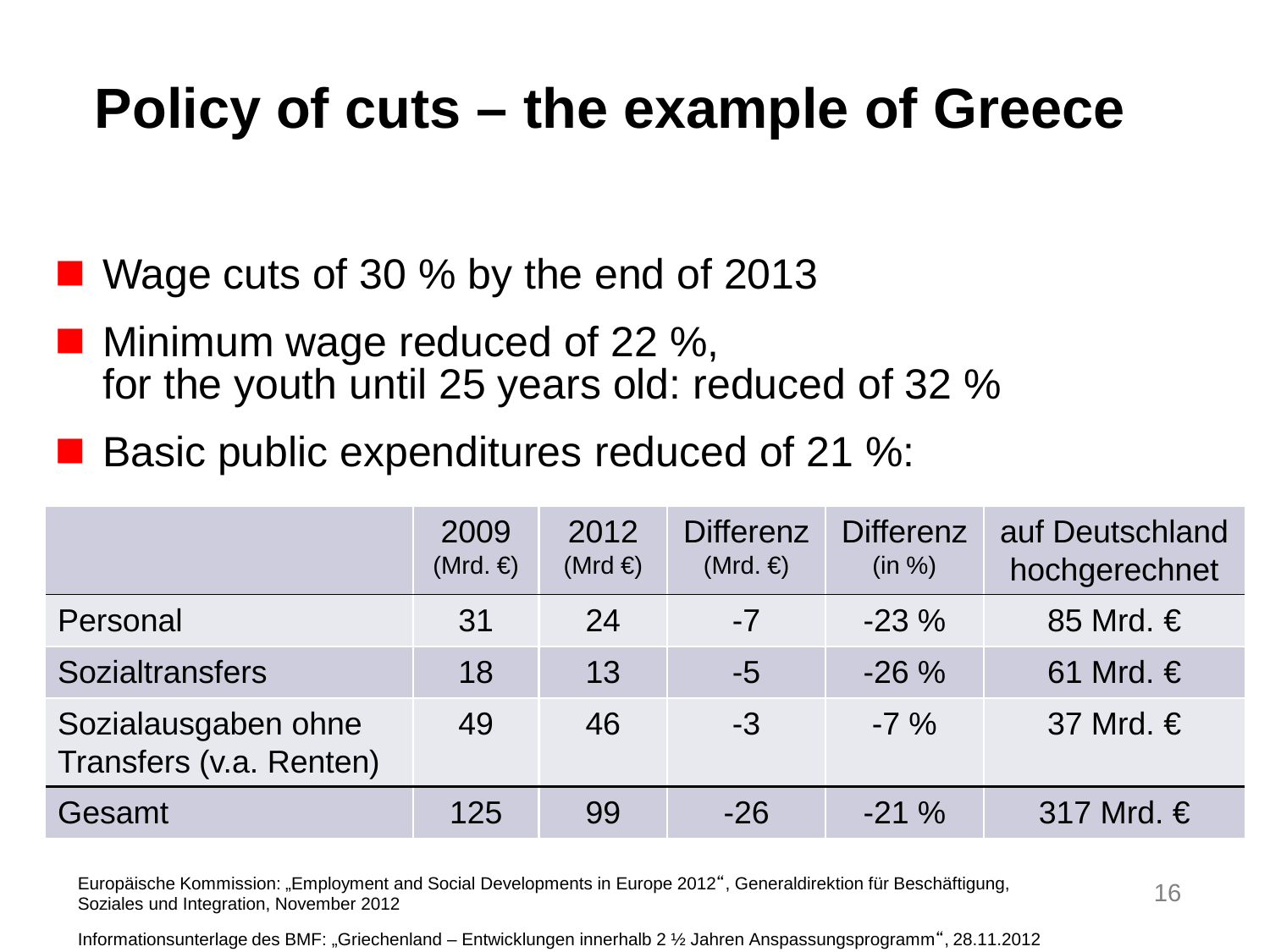# Policy of cuts – the example of Greece

- Wage cuts of 30 % by the end of 2013
- Minimum wage reduced of 22 %,
  for the youth until 25 years old: reduced of 32 %
- Basic public expenditures reduced of 21 %:

| | 2009 (Mrd. €) | 2012 (Mrd €) | Differenz (Mrd. €) | Differenz (in %) | auf Deutschland hochgerechnet |
|---|---|---|---|---|---|
| Personal | 31 | 24 | -7 | -23 % | 85 Mrd. € |
| Sozialtransfers | 18 | 13 | -5 | -26 % | 61 Mrd. € |
| Sozialausgaben ohne Transfers (v.a. Renten) | 49 | 46 | -3 | -7 % | 37 Mrd. € |
| Gesamt | 125 | 99 | -26 | -21 % | 317 Mrd. € |

Europäische Kommission: „Employment and Social Developments in Europe 2012", Generaldirektion für Beschäftigung, Soziales und Integration, November 2012

Informationsunterlage des BMF: „Griechenland – Entwicklungen innerhalb 2 ½ Jahren Anspassungsprogramm", 28.11.2012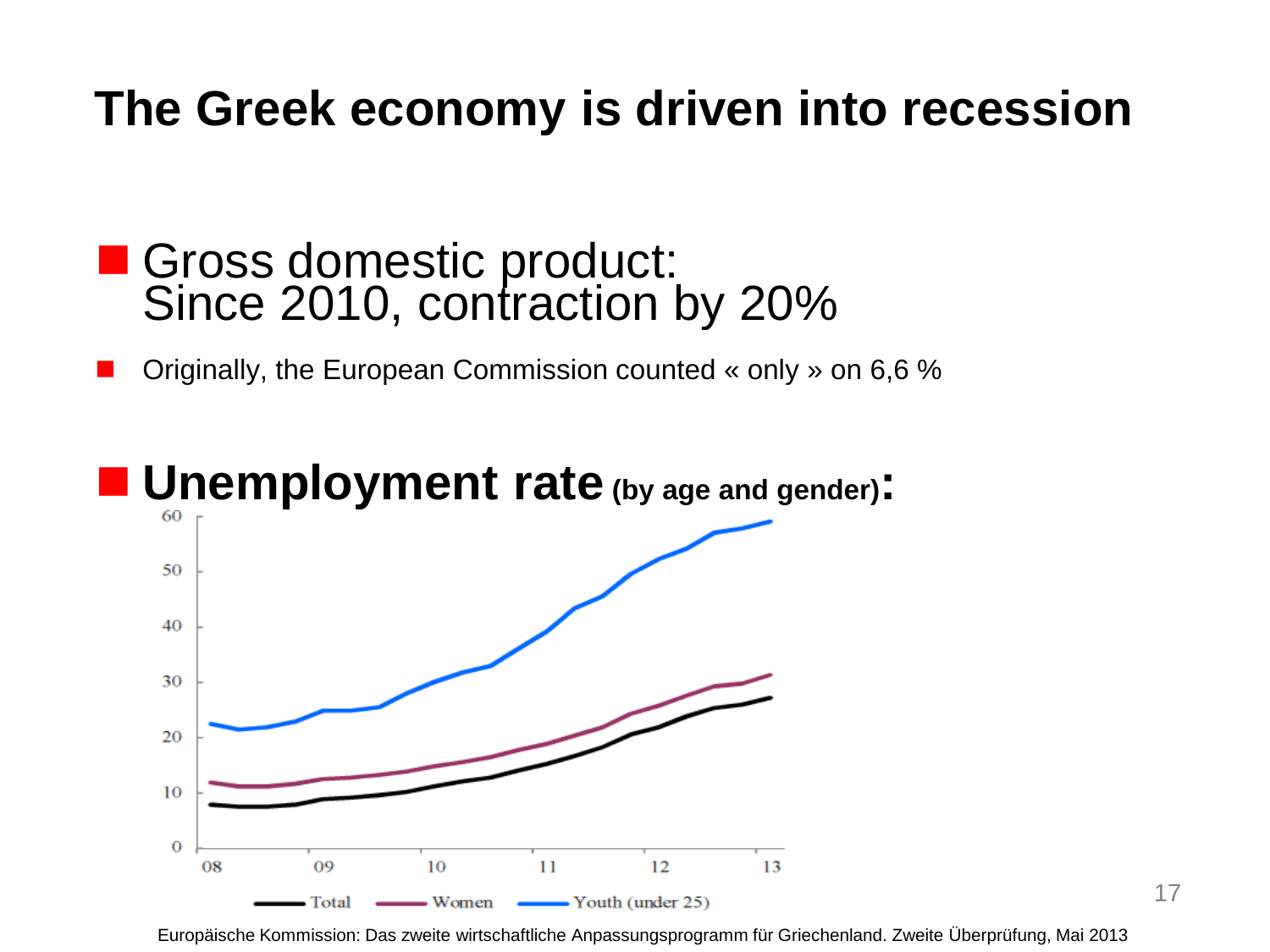# The Greek economy is driven into recession

- Gross domestic product:
  Since 2010, contraction by 20%

- Originally, the European Commission counted « only » on 6,6 %

- **Unemployment rate** **(by age and gender)**:

Total — Women — Youth (under 25)

Europäische Kommission: Das zweite wirtschaftliche Anpassungsprogramm für Griechenland. Zweite Überprüfung, Mai 2013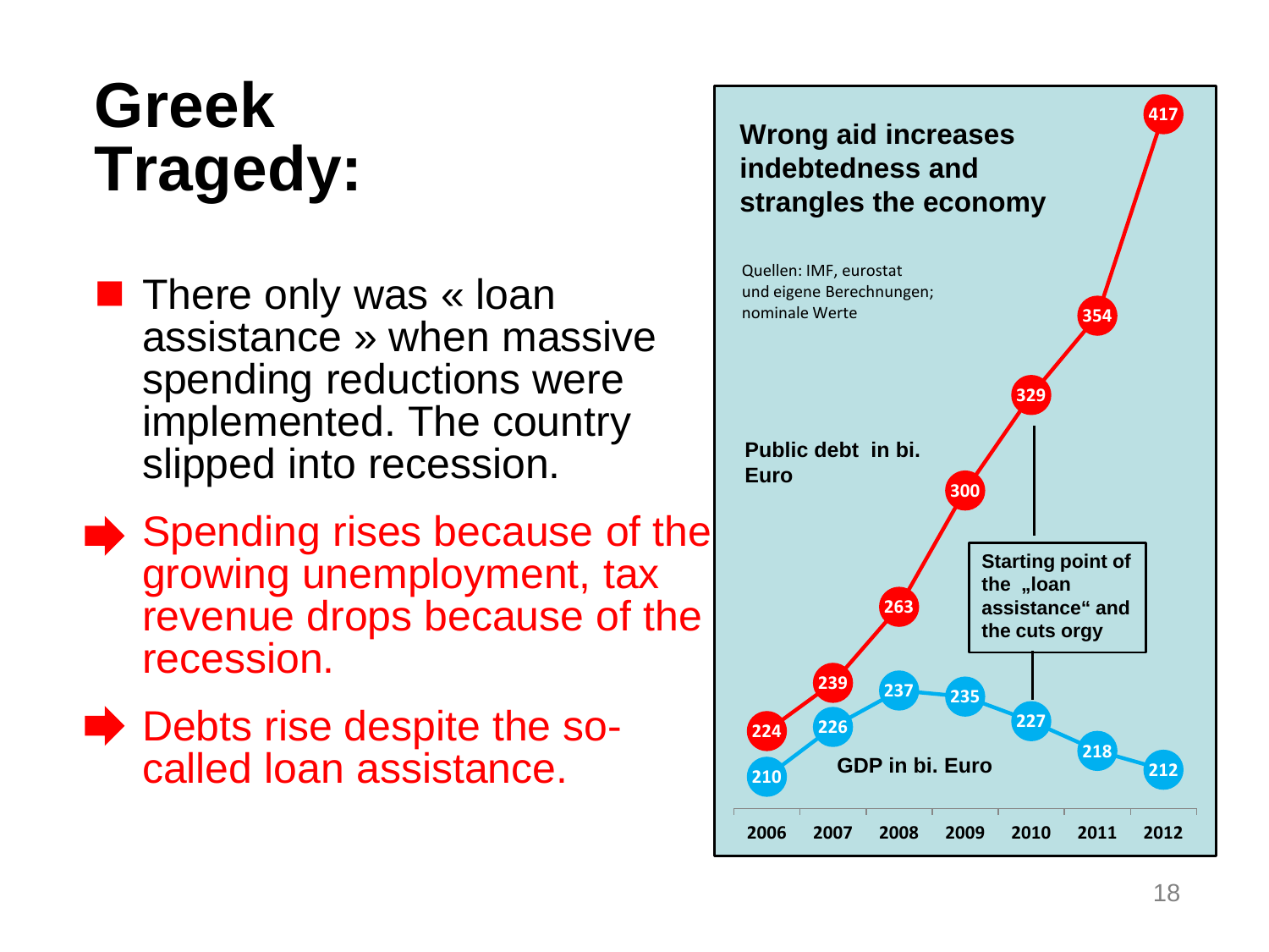# Greek Tragedy:

- There only was « loan assistance » when massive spending reductions were implemented. The country slipped into recession.

➡ Spending rises because of the growing unemployment, tax revenue drops because of the recession.

➡ Debts rise despite the so-called loan assistance.

**Wrong aid increases indebtedness and strangles the economy**

Quellen: IMF, eurostat und eigene Berechnungen; nominale Werte

| | 2006 | 2007 | 2008 | 2009 | 2010 | 2011 | 2012 |
|---|---|---|---|---|---|---|---|
| Public debt in bi. Euro | 224 | 239 | 263 | 300 | 329 | 354 | 417 |
| GDP in bi. Euro | 210 | 226 | 237 | 235 | 227 | 218 | 212 |

Starting point of the „loan assistance" and the cuts orgy (2010)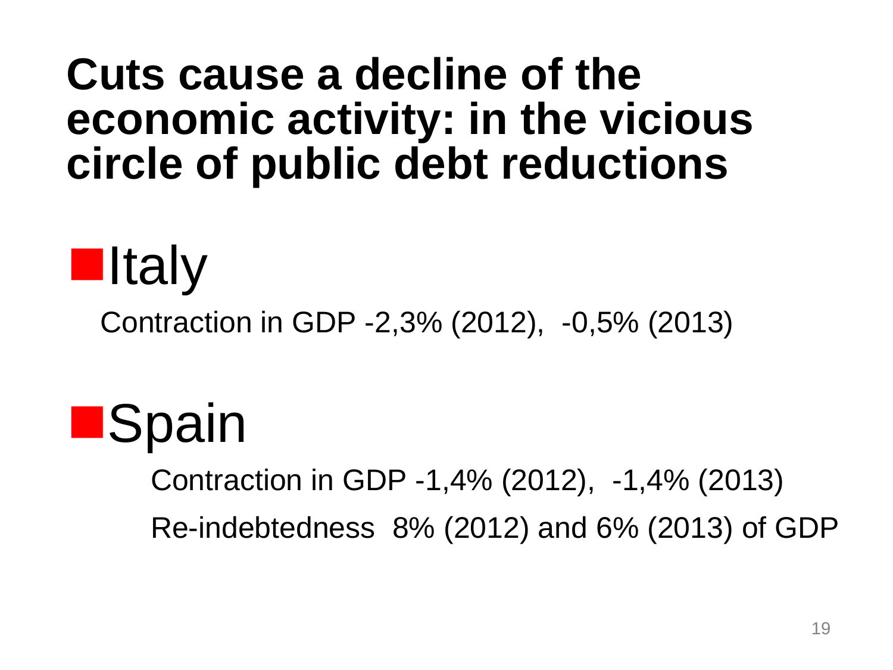# Cuts cause a decline of the economic activity: in the vicious circle of public debt reductions

- Italy

  Contraction in GDP -2,3% (2012), -0,5% (2013)

- Spain

  Contraction in GDP -1,4% (2012), -1,4% (2013)

  Re-indebtedness 8% (2012) and 6% (2013) of GDP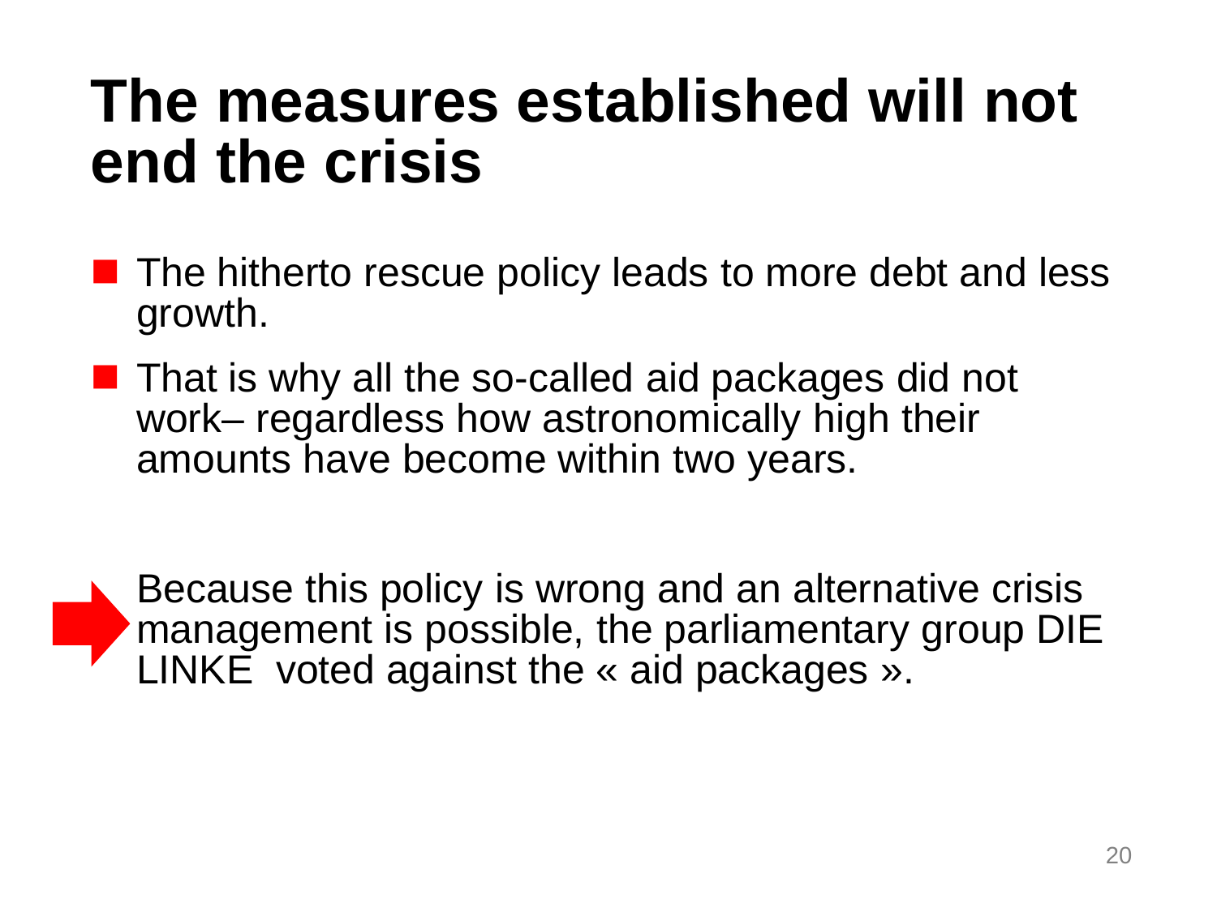# The measures established will not end the crisis

- The hitherto rescue policy leads to more debt and less growth.
- That is why all the so-called aid packages did not work– regardless how astronomically high their amounts have become within two years.

➡ Because this policy is wrong and an alternative crisis management is possible, the parliamentary group DIE LINKE voted against the « aid packages ».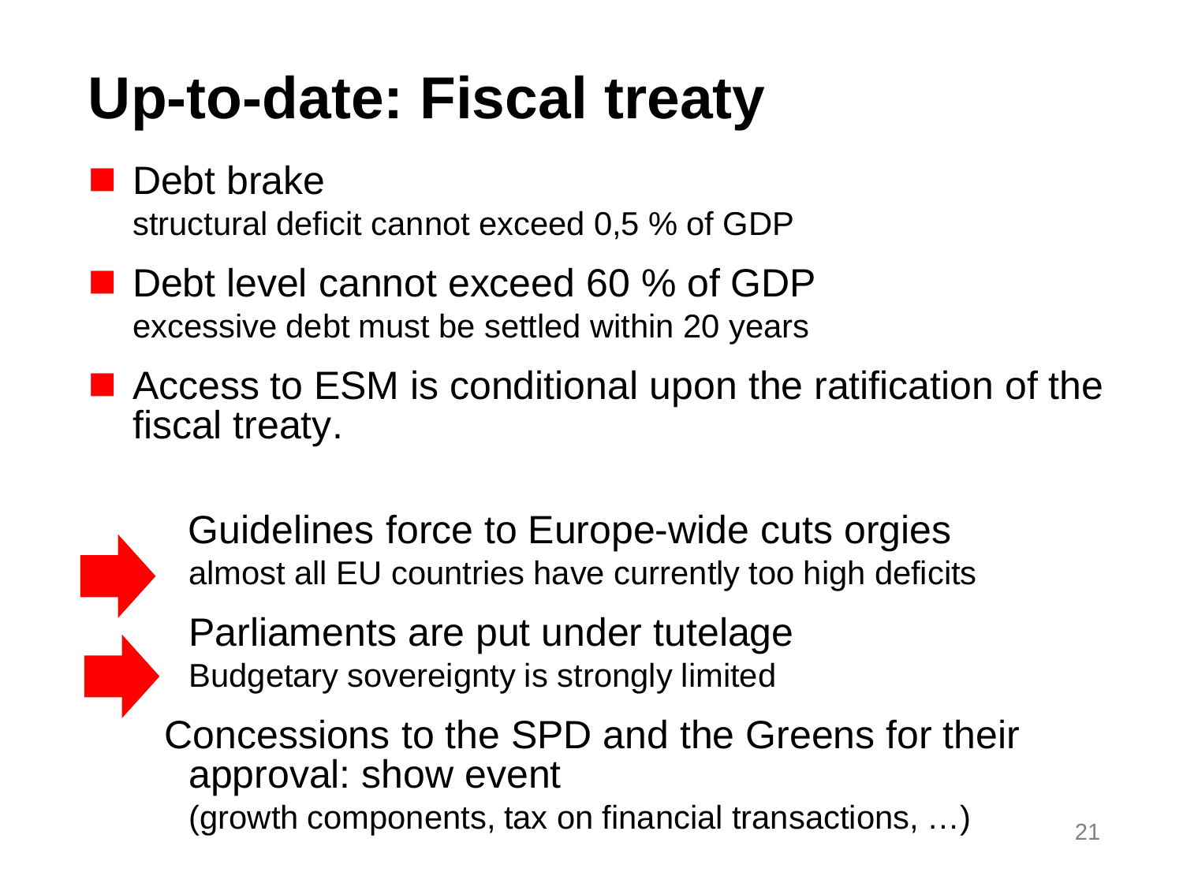# Up-to-date: Fiscal treaty

- Debt brake
  structural deficit cannot exceed 0,5 % of GDP
- Debt level cannot exceed 60 % of GDP
  excessive debt must be settled within 20 years
- Access to ESM is conditional upon the ratification of the fiscal treaty.

➡ Guidelines force to Europe-wide cuts orgies
almost all EU countries have currently too high deficits

➡ Parliaments are put under tutelage
Budgetary sovereignty is strongly limited

Concessions to the SPD and the Greens for their approval: show event
(growth components, tax on financial transactions, …)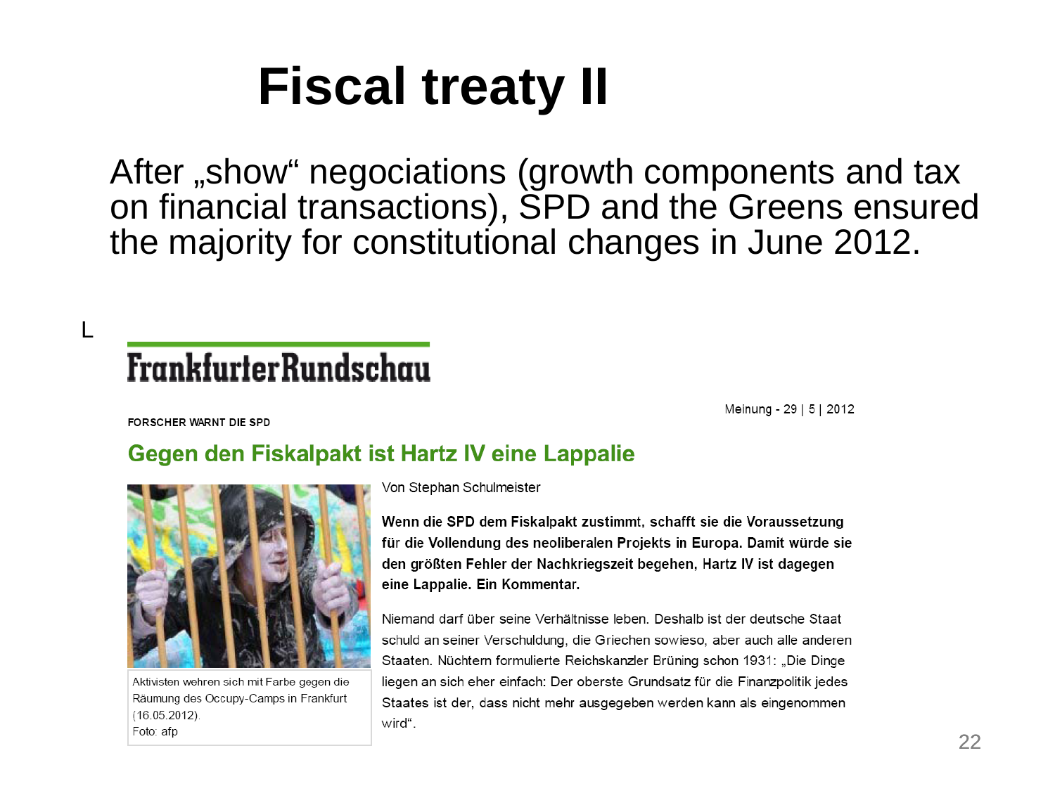# Fiscal treaty II

After „show" negociations (growth components and tax on financial transactions), SPD and the Greens ensured the majority for constitutional changes in June 2012.

L

**FrankfurterRundschau**

Meinung - 29 | 5 | 2012

FORSCHER WARNT DIE SPD

## Gegen den Fiskalpakt ist Hartz IV eine Lappalie

Aktivisten wehren sich mit Farbe gegen die Räumung des Occupy-Camps in Frankfurt (16.05.2012).
Foto: afp

Von Stephan Schulmeister

**Wenn die SPD dem Fiskalpakt zustimmt, schafft sie die Voraussetzung für die Vollendung des neoliberalen Projekts in Europa. Damit würde sie den größten Fehler der Nachkriegszeit begehen, Hartz IV ist dagegen eine Lappalie. Ein Kommentar.**

Niemand darf über seine Verhältnisse leben. Deshalb ist der deutsche Staat schuld an seiner Verschuldung, die Griechen sowieso, aber auch alle anderen Staaten. Nüchtern formulierte Reichskanzler Brüning schon 1931: „Die Dinge liegen an sich eher einfach: Der oberste Grundsatz für die Finanzpolitik jedes Staates ist der, dass nicht mehr ausgegeben werden kann als eingenommen wird".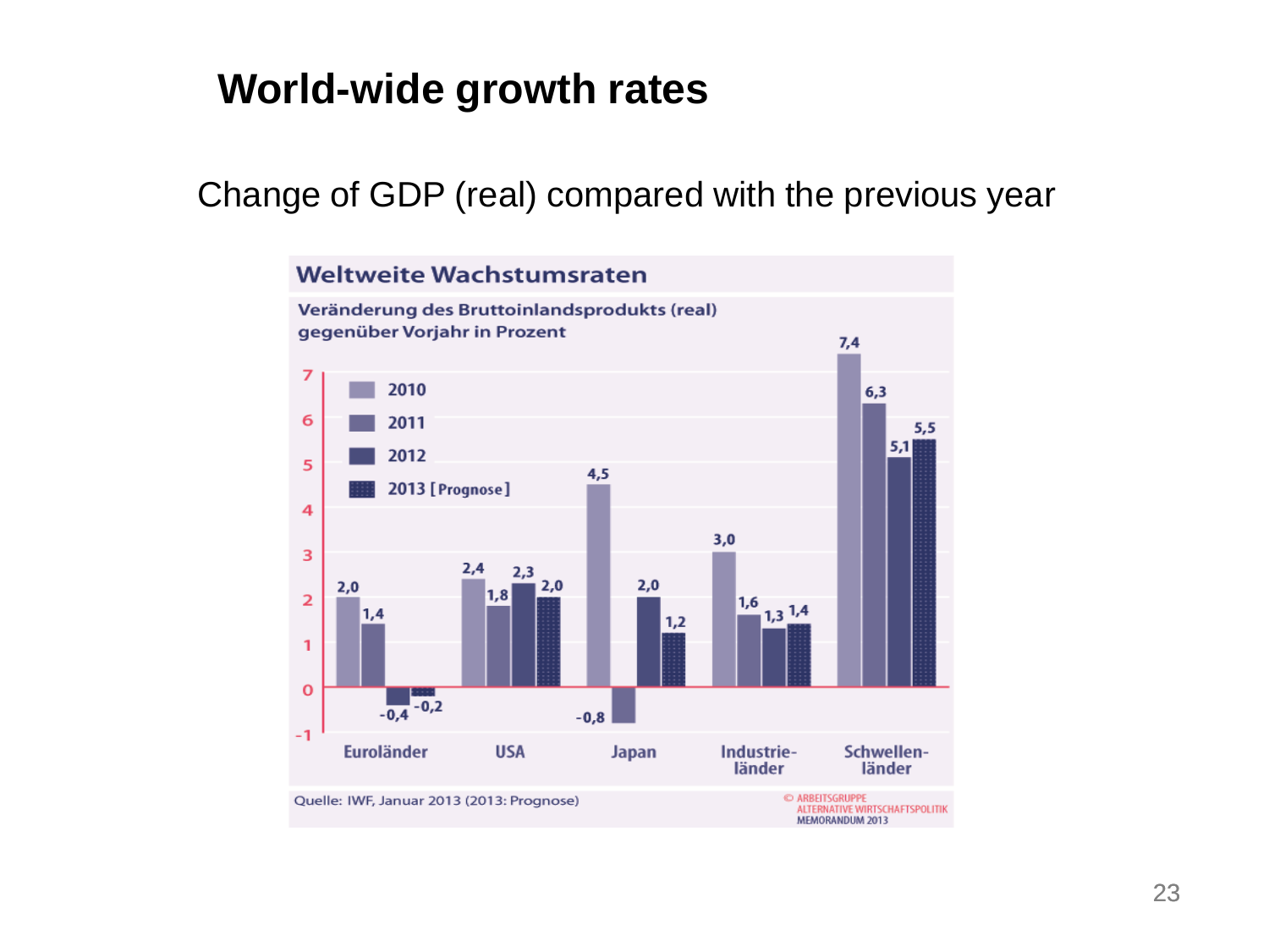# World-wide growth rates

Change of GDP (real) compared with the previous year

**Weltweite Wachstumsraten**

Veränderung des Bruttoinlandsprodukts (real) gegenüber Vorjahr in Prozent

| | 2010 | 2011 | 2012 | 2013 [Prognose] |
|---|---|---|---|---|
| Euroländer | 2,0 | 1,4 | -0,4 | -0,2 |
| USA | 2,4 | 1,8 | 2,3 | 2,0 |
| Japan | 4,5 | -0,8 | 2,0 | 1,2 |
| Industrie-länder | 3,0 | 1,6 | 1,3 | 1,4 |
| Schwellen-länder | 7,4 | 6,3 | 5,1 | 5,5 |

Quelle: IWF, Januar 2013 (2013: Prognose)

© ARBEITSGRUPPE ALTERNATIVE WIRTSCHAFTSPOLITIK MEMORANDUM 2013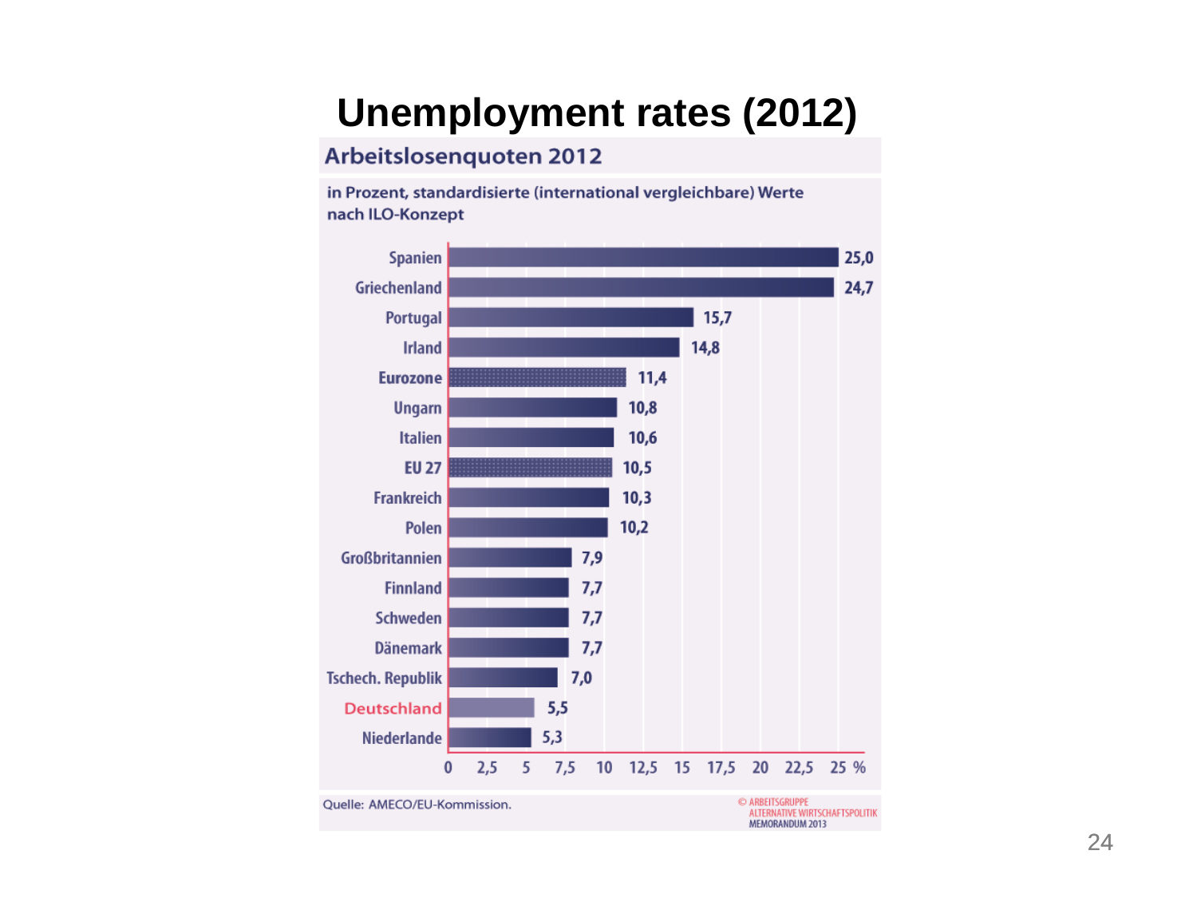# Unemployment rates (2012)

## Arbeitslosenquoten 2012

in Prozent, standardisierte (international vergleichbare) Werte nach ILO-Konzept

| Land | % |
|---|---|
| Spanien | 25,0 |
| Griechenland | 24,7 |
| Portugal | 15,7 |
| Irland | 14,8 |
| Eurozone | 11,4 |
| Ungarn | 10,8 |
| Italien | 10,6 |
| EU 27 | 10,5 |
| Frankreich | 10,3 |
| Polen | 10,2 |
| Großbritannien | 7,9 |
| Finnland | 7,7 |
| Schweden | 7,7 |
| Dänemark | 7,7 |
| Tschech. Republik | 7,0 |
| Deutschland | 5,5 |
| Niederlande | 5,3 |

Quelle: AMECO/EU-Kommission.

© ARBEITSGRUPPE ALTERNATIVE WIRTSCHAFTSPOLITIK MEMORANDUM 2013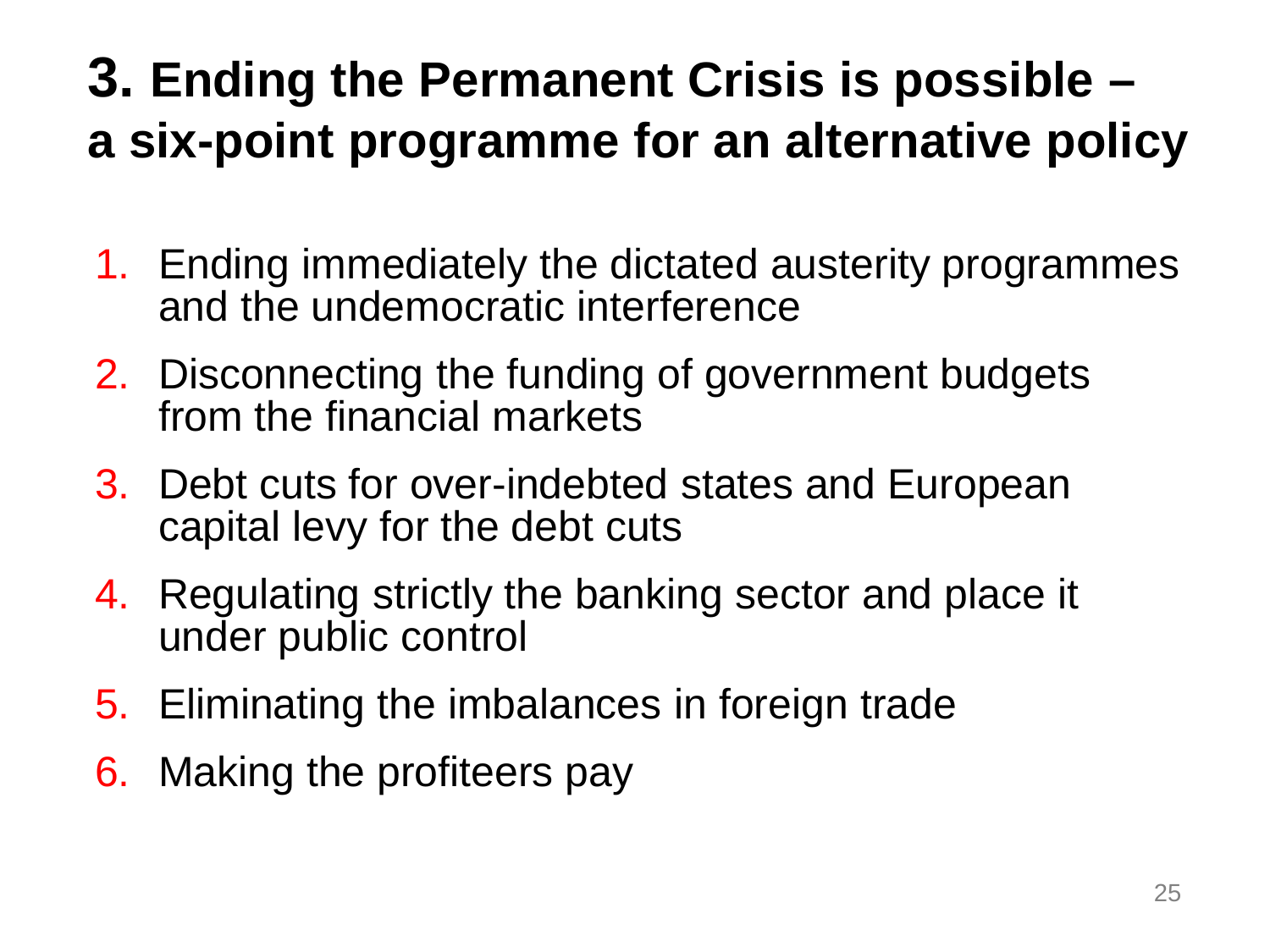# 3. Ending the Permanent Crisis is possible – a six-point programme for an alternative policy

1. Ending immediately the dictated austerity programmes and the undemocratic interference
2. Disconnecting the funding of government budgets from the financial markets
3. Debt cuts for over-indebted states and European capital levy for the debt cuts
4. Regulating strictly the banking sector and place it under public control
5. Eliminating the imbalances in foreign trade
6. Making the profiteers pay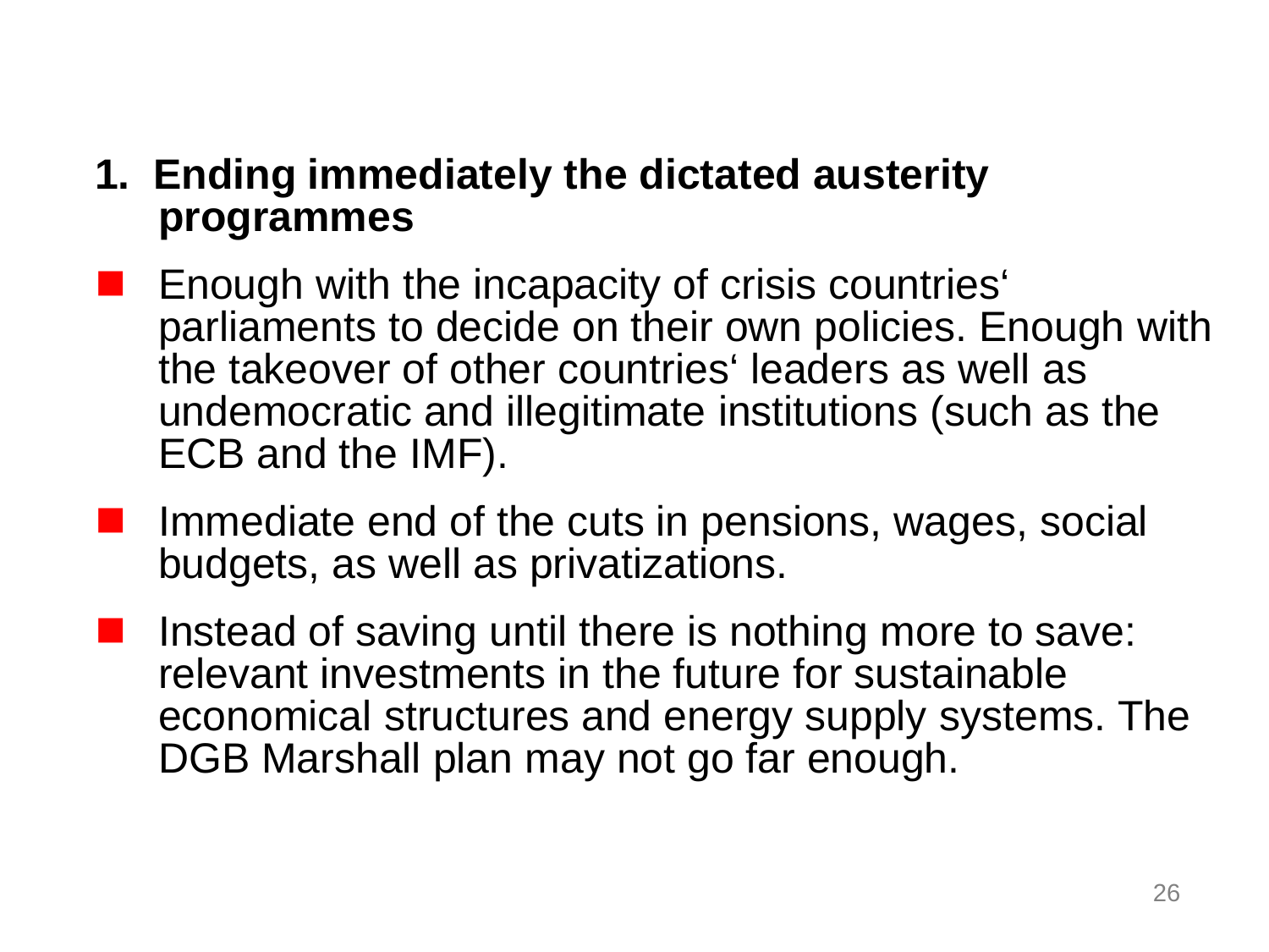**1. Ending immediately the dictated austerity programmes**

- Enough with the incapacity of crisis countries‘ parliaments to decide on their own policies. Enough with the takeover of other countries‘ leaders as well as undemocratic and illegitimate institutions (such as the ECB and the IMF).
- Immediate end of the cuts in pensions, wages, social budgets, as well as privatizations.
- Instead of saving until there is nothing more to save: relevant investments in the future for sustainable economical structures and energy supply systems. The DGB Marshall plan may not go far enough.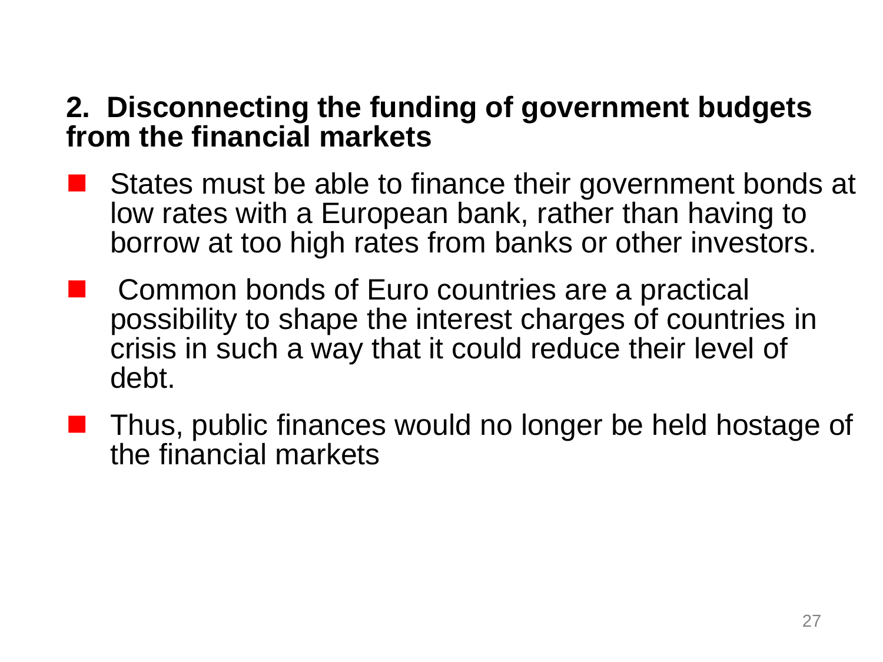## 2. Disconnecting the funding of government budgets from the financial markets

- States must be able to finance their government bonds at low rates with a European bank, rather than having to borrow at too high rates from banks or other investors.
- Common bonds of Euro countries are a practical possibility to shape the interest charges of countries in crisis in such a way that it could reduce their level of debt.
- Thus, public finances would no longer be held hostage of the financial markets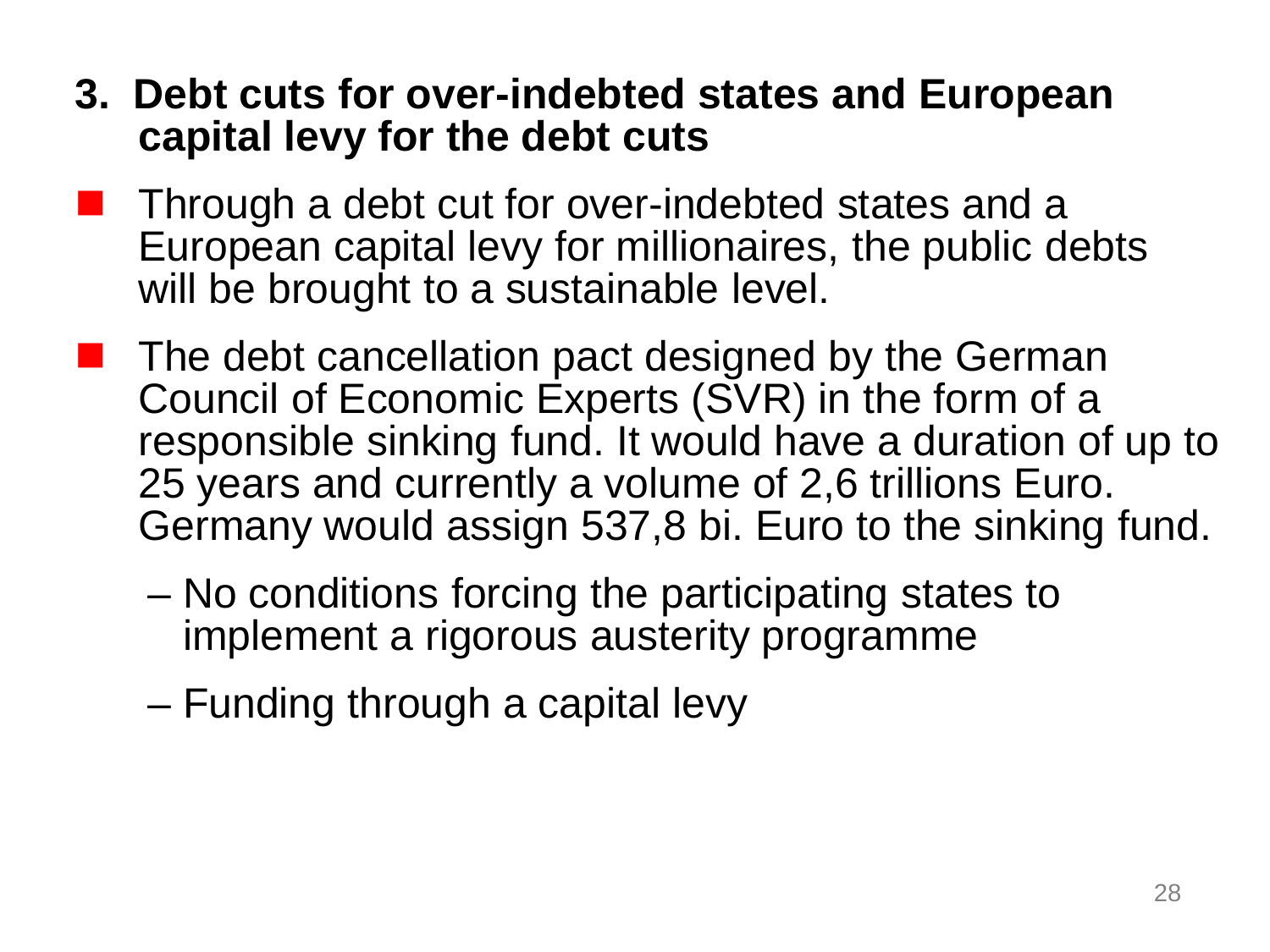## 3. Debt cuts for over-indebted states and European capital levy for the debt cuts

- Through a debt cut for over-indebted states and a European capital levy for millionaires, the public debts will be brought to a sustainable level.
- The debt cancellation pact designed by the German Council of Economic Experts (SVR) in the form of a responsible sinking fund. It would have a duration of up to 25 years and currently a volume of 2,6 trillions Euro. Germany would assign 537,8 bi. Euro to the sinking fund.
  - No conditions forcing the participating states to implement a rigorous austerity programme
  - Funding through a capital levy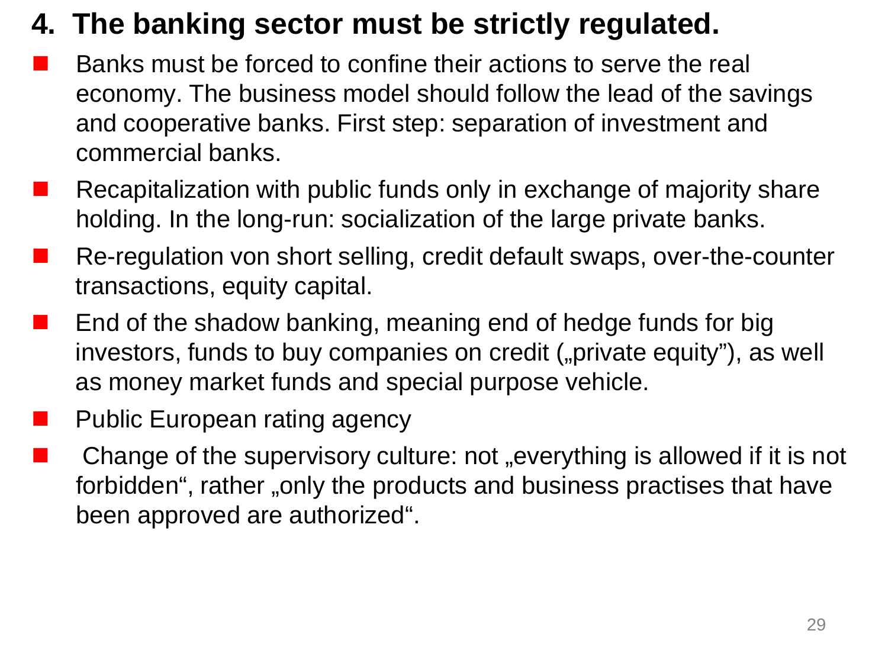## 4. The banking sector must be strictly regulated.

- Banks must be forced to confine their actions to serve the real economy. The business model should follow the lead of the savings and cooperative banks. First step: separation of investment and commercial banks.
- Recapitalization with public funds only in exchange of majority share holding. In the long-run: socialization of the large private banks.
- Re-regulation von short selling, credit default swaps, over-the-counter transactions, equity capital.
- End of the shadow banking, meaning end of hedge funds for big investors, funds to buy companies on credit („private equity"), as well as money market funds and special purpose vehicle.
- Public European rating agency
- Change of the supervisory culture: not „everything is allowed if it is not forbidden", rather „only the products and business practises that have been approved are authorized".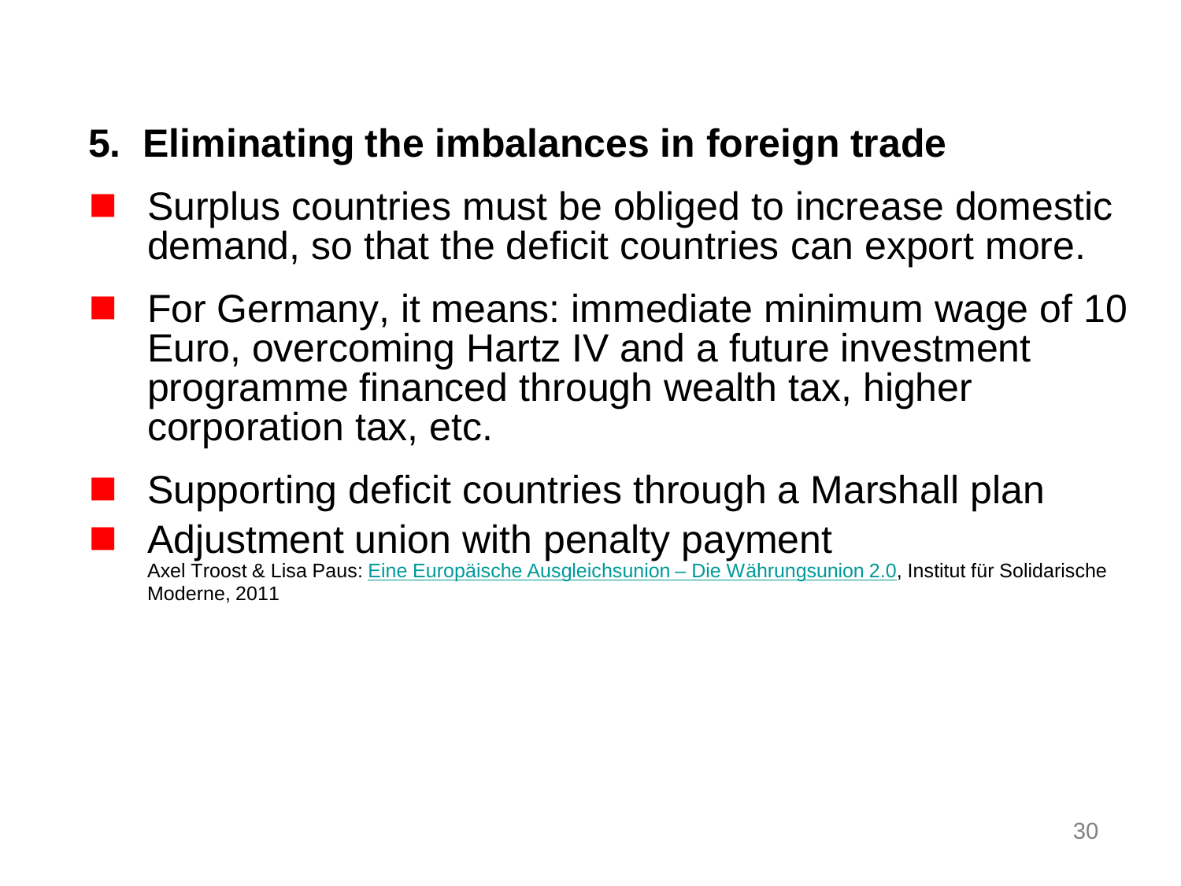## 5. Eliminating the imbalances in foreign trade

- Surplus countries must be obliged to increase domestic demand, so that the deficit countries can export more.
- For Germany, it means: immediate minimum wage of 10 Euro, overcoming Hartz IV and a future investment programme financed through wealth tax, higher corporation tax, etc.
- Supporting deficit countries through a Marshall plan
- Adjustment union with penalty payment
  Axel Troost & Lisa Paus: Eine Europäische Ausgleichsunion – Die Währungsunion 2.0, Institut für Solidarische Moderne, 2011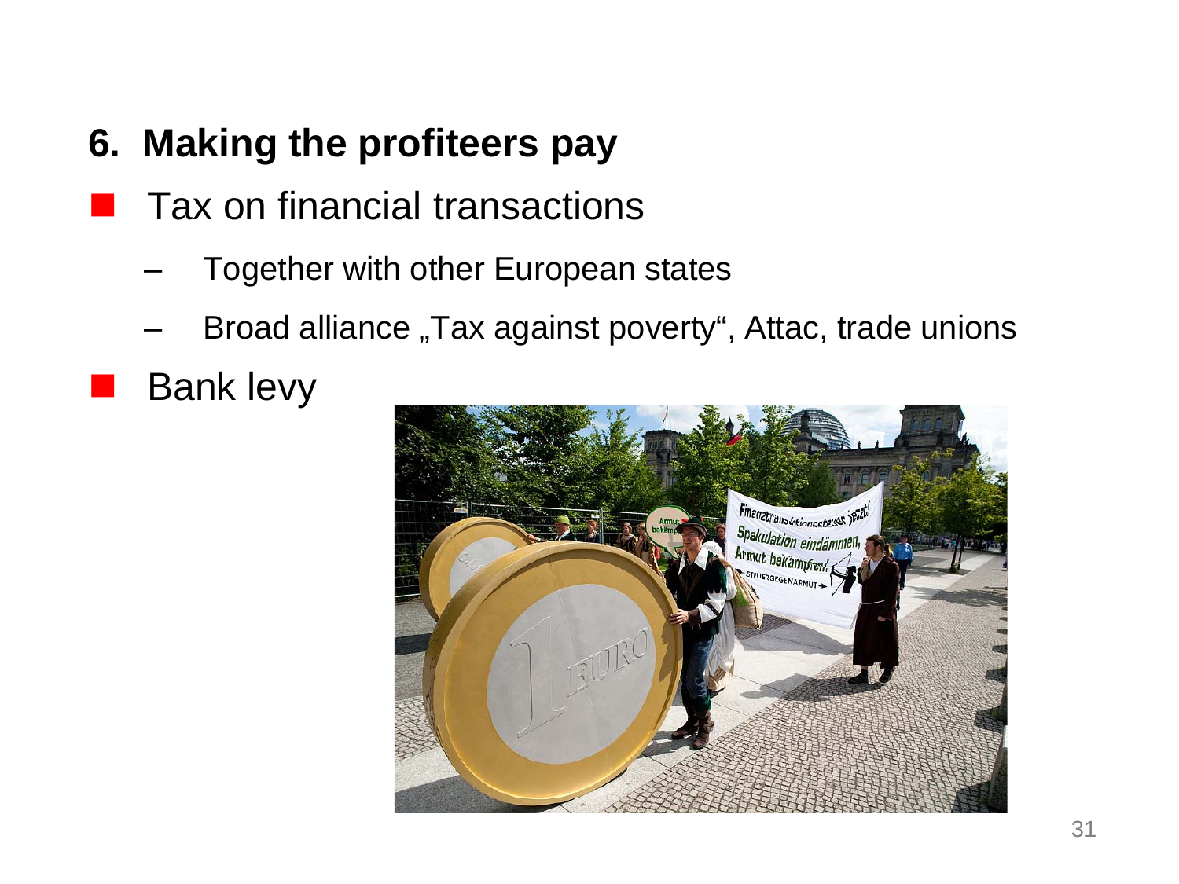## 6. Making the profiteers pay

- Tax on financial transactions
  - Together with other European states
  - Broad alliance „Tax against poverty“, Attac, trade unions
- Bank levy